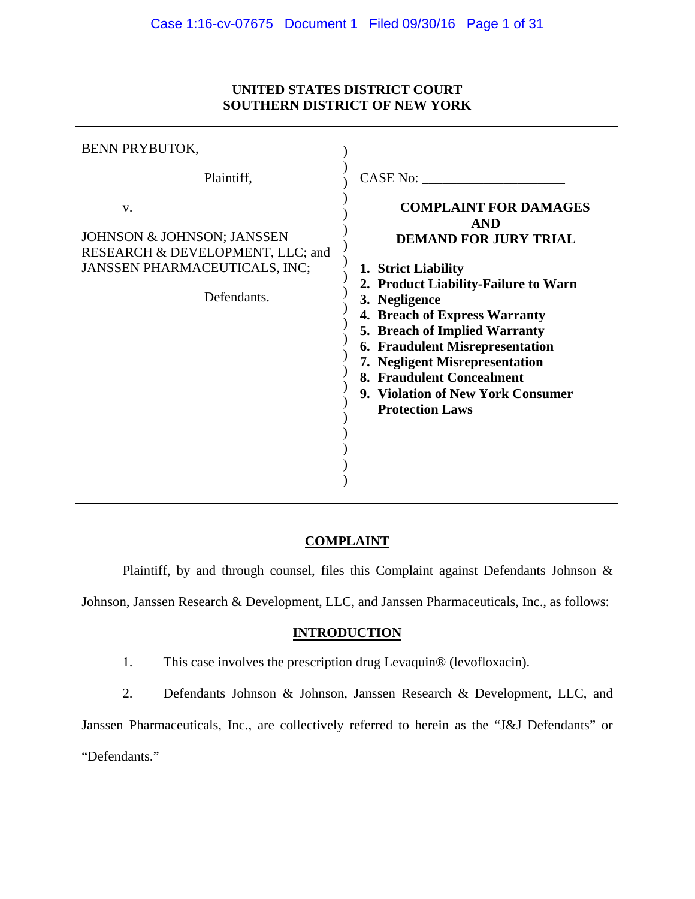**UNITED STATES DISTRICT COURT**
**SOUTHERN DISTRICT OF NEW YORK**

---

BENN PRYBUTOK,

Plaintiff,

v.

JOHNSON & JOHNSON; JANSSEN RESEARCH & DEVELOPMENT, LLC; and JANSSEN PHARMACEUTICALS, INC;

Defendants.

CASE No: ____________________

**COMPLAINT FOR DAMAGES AND DEMAND FOR JURY TRIAL**

1. **Strict Liability**
2. **Product Liability-Failure to Warn**
3. **Negligence**
4. **Breach of Express Warranty**
5. **Breach of Implied Warranty**
6. **Fraudulent Misrepresentation**
7. **Negligent Misrepresentation**
8. **Fraudulent Concealment**
9. **Violation of New York Consumer Protection Laws**

---

## COMPLAINT

Plaintiff, by and through counsel, files this Complaint against Defendants Johnson & Johnson, Janssen Research & Development, LLC, and Janssen Pharmaceuticals, Inc., as follows:

## INTRODUCTION

1. This case involves the prescription drug Levaquin® (levofloxacin).

2. Defendants Johnson & Johnson, Janssen Research & Development, LLC, and Janssen Pharmaceuticals, Inc., are collectively referred to herein as the "J&J Defendants" or "Defendants."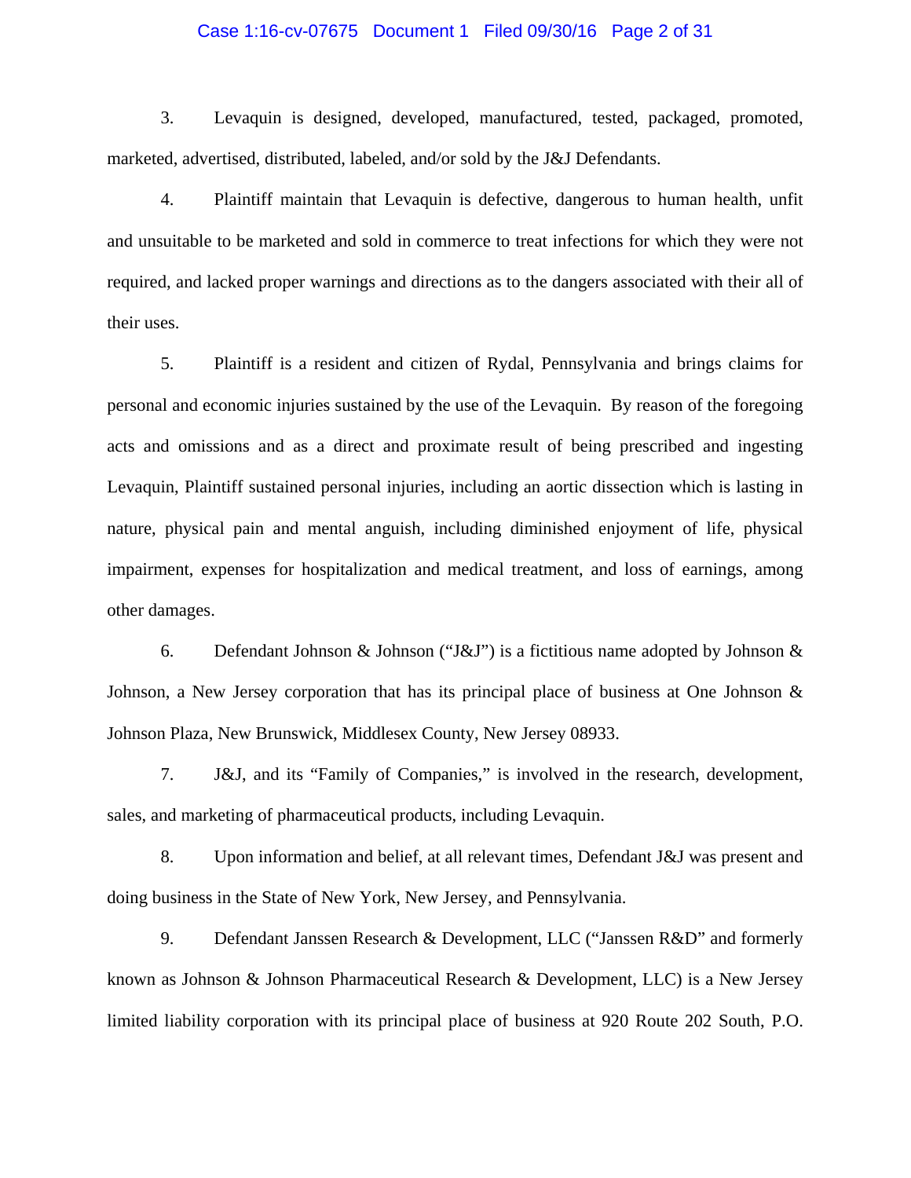3. Levaquin is designed, developed, manufactured, tested, packaged, promoted, marketed, advertised, distributed, labeled, and/or sold by the J&J Defendants.

4. Plaintiff maintain that Levaquin is defective, dangerous to human health, unfit and unsuitable to be marketed and sold in commerce to treat infections for which they were not required, and lacked proper warnings and directions as to the dangers associated with their all of their uses.

5. Plaintiff is a resident and citizen of Rydal, Pennsylvania and brings claims for personal and economic injuries sustained by the use of the Levaquin. By reason of the foregoing acts and omissions and as a direct and proximate result of being prescribed and ingesting Levaquin, Plaintiff sustained personal injuries, including an aortic dissection which is lasting in nature, physical pain and mental anguish, including diminished enjoyment of life, physical impairment, expenses for hospitalization and medical treatment, and loss of earnings, among other damages.

6. Defendant Johnson & Johnson ("J&J") is a fictitious name adopted by Johnson & Johnson, a New Jersey corporation that has its principal place of business at One Johnson & Johnson Plaza, New Brunswick, Middlesex County, New Jersey 08933.

7. J&J, and its "Family of Companies," is involved in the research, development, sales, and marketing of pharmaceutical products, including Levaquin.

8. Upon information and belief, at all relevant times, Defendant J&J was present and doing business in the State of New York, New Jersey, and Pennsylvania.

9. Defendant Janssen Research & Development, LLC ("Janssen R&D" and formerly known as Johnson & Johnson Pharmaceutical Research & Development, LLC) is a New Jersey limited liability corporation with its principal place of business at 920 Route 202 South, P.O.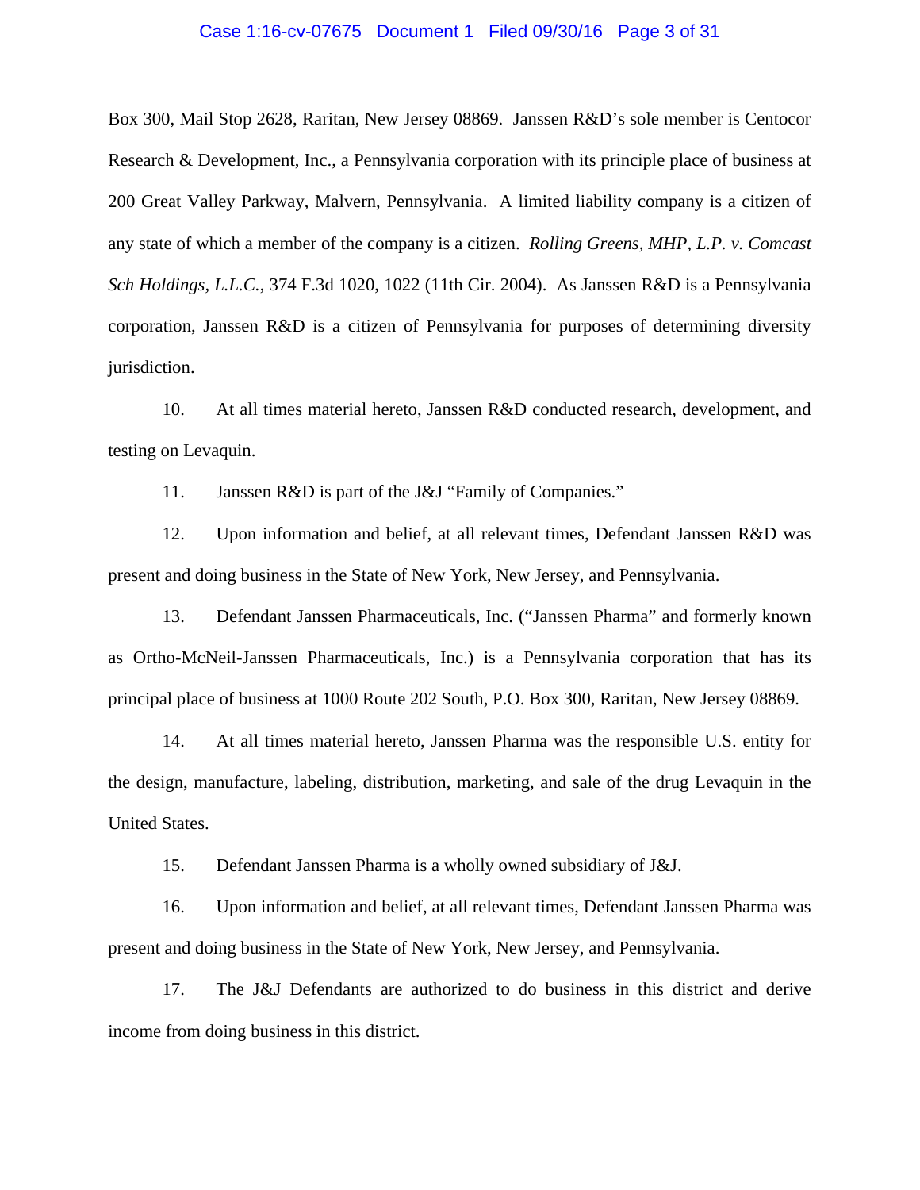Box 300, Mail Stop 2628, Raritan, New Jersey 08869. Janssen R&D's sole member is Centocor Research & Development, Inc., a Pennsylvania corporation with its principle place of business at 200 Great Valley Parkway, Malvern, Pennsylvania. A limited liability company is a citizen of any state of which a member of the company is a citizen. *Rolling Greens, MHP, L.P. v. Comcast Sch Holdings, L.L.C.*, 374 F.3d 1020, 1022 (11th Cir. 2004). As Janssen R&D is a Pennsylvania corporation, Janssen R&D is a citizen of Pennsylvania for purposes of determining diversity jurisdiction.

10. At all times material hereto, Janssen R&D conducted research, development, and testing on Levaquin.

11. Janssen R&D is part of the J&J "Family of Companies."

12. Upon information and belief, at all relevant times, Defendant Janssen R&D was present and doing business in the State of New York, New Jersey, and Pennsylvania.

13. Defendant Janssen Pharmaceuticals, Inc. ("Janssen Pharma" and formerly known as Ortho-McNeil-Janssen Pharmaceuticals, Inc.) is a Pennsylvania corporation that has its principal place of business at 1000 Route 202 South, P.O. Box 300, Raritan, New Jersey 08869.

14. At all times material hereto, Janssen Pharma was the responsible U.S. entity for the design, manufacture, labeling, distribution, marketing, and sale of the drug Levaquin in the United States.

15. Defendant Janssen Pharma is a wholly owned subsidiary of J&J.

16. Upon information and belief, at all relevant times, Defendant Janssen Pharma was present and doing business in the State of New York, New Jersey, and Pennsylvania.

17. The J&J Defendants are authorized to do business in this district and derive income from doing business in this district.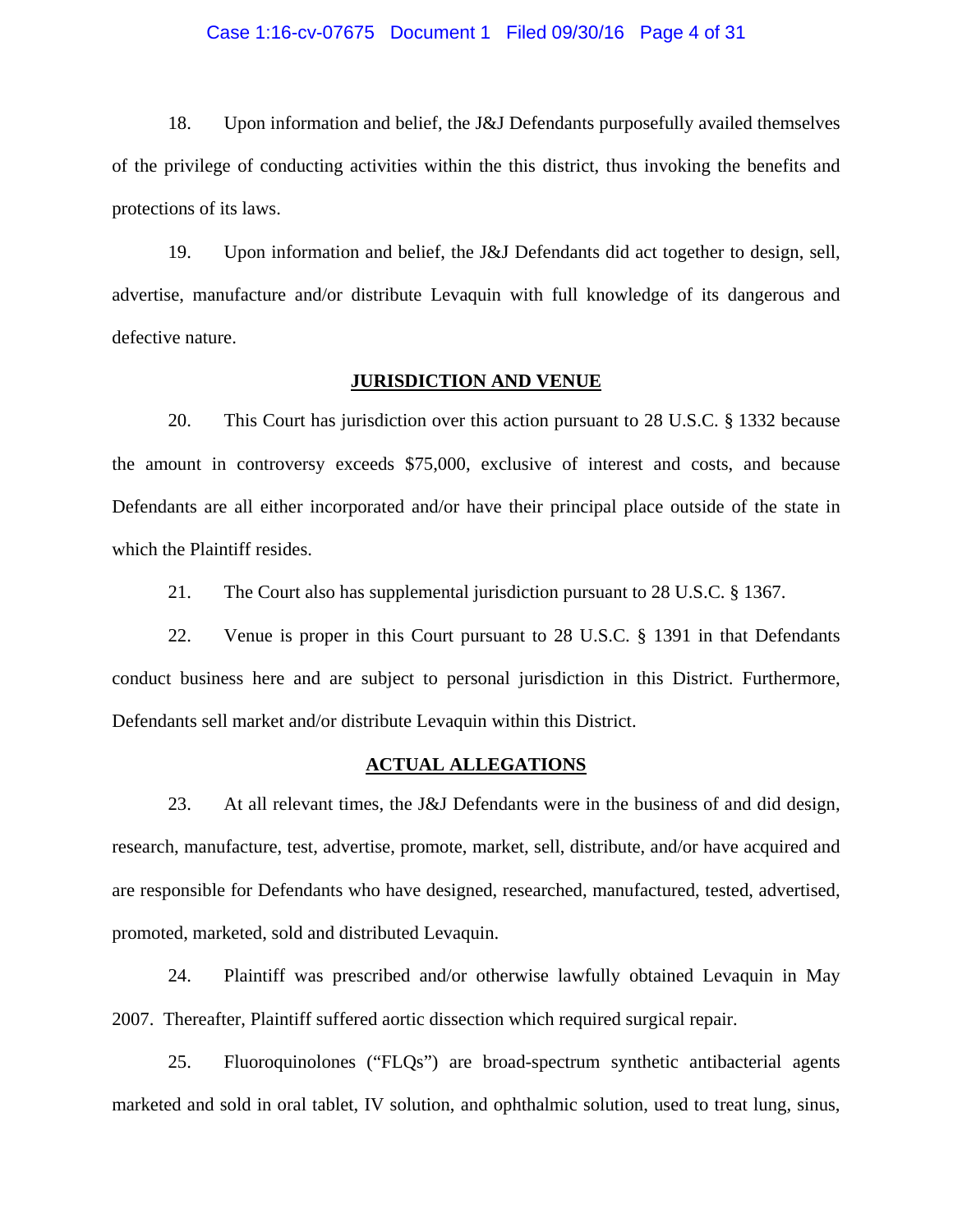18. Upon information and belief, the J&J Defendants purposefully availed themselves of the privilege of conducting activities within the this district, thus invoking the benefits and protections of its laws.

19. Upon information and belief, the J&J Defendants did act together to design, sell, advertise, manufacture and/or distribute Levaquin with full knowledge of its dangerous and defective nature.

## JURISDICTION AND VENUE

20. This Court has jurisdiction over this action pursuant to 28 U.S.C. § 1332 because the amount in controversy exceeds $75,000, exclusive of interest and costs, and because Defendants are all either incorporated and/or have their principal place outside of the state in which the Plaintiff resides.

21. The Court also has supplemental jurisdiction pursuant to 28 U.S.C. § 1367.

22. Venue is proper in this Court pursuant to 28 U.S.C. § 1391 in that Defendants conduct business here and are subject to personal jurisdiction in this District. Furthermore, Defendants sell market and/or distribute Levaquin within this District.

## ACTUAL ALLEGATIONS

23. At all relevant times, the J&J Defendants were in the business of and did design, research, manufacture, test, advertise, promote, market, sell, distribute, and/or have acquired and are responsible for Defendants who have designed, researched, manufactured, tested, advertised, promoted, marketed, sold and distributed Levaquin.

24. Plaintiff was prescribed and/or otherwise lawfully obtained Levaquin in May 2007. Thereafter, Plaintiff suffered aortic dissection which required surgical repair.

25. Fluoroquinolones ("FLQs") are broad-spectrum synthetic antibacterial agents marketed and sold in oral tablet, IV solution, and ophthalmic solution, used to treat lung, sinus,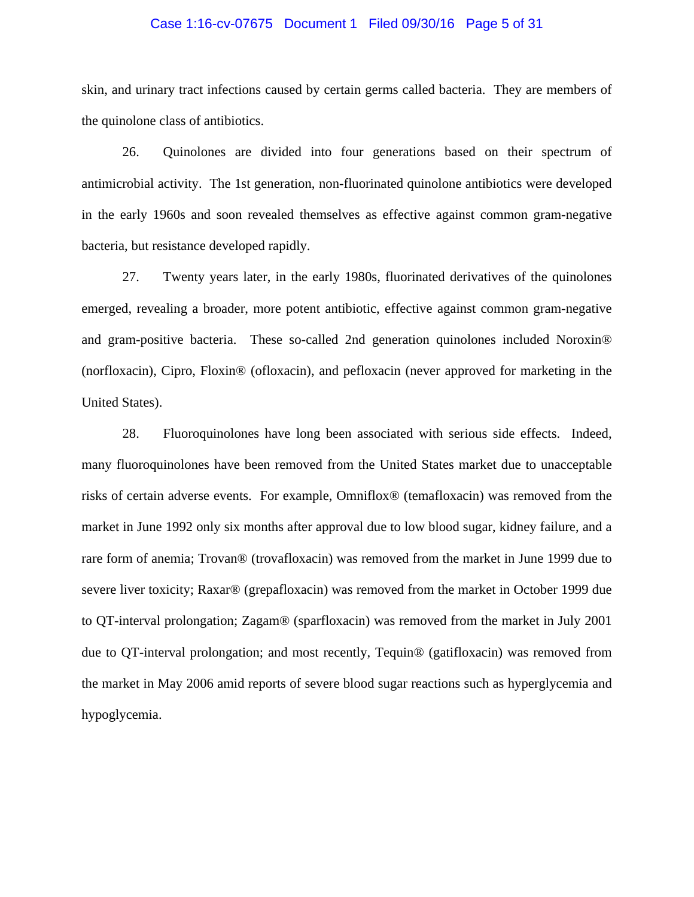skin, and urinary tract infections caused by certain germs called bacteria. They are members of the quinolone class of antibiotics.

26. Quinolones are divided into four generations based on their spectrum of antimicrobial activity. The 1st generation, non-fluorinated quinolone antibiotics were developed in the early 1960s and soon revealed themselves as effective against common gram-negative bacteria, but resistance developed rapidly.

27. Twenty years later, in the early 1980s, fluorinated derivatives of the quinolones emerged, revealing a broader, more potent antibiotic, effective against common gram-negative and gram-positive bacteria. These so-called 2nd generation quinolones included Noroxin® (norfloxacin), Cipro, Floxin® (ofloxacin), and pefloxacin (never approved for marketing in the United States).

28. Fluoroquinolones have long been associated with serious side effects. Indeed, many fluoroquinolones have been removed from the United States market due to unacceptable risks of certain adverse events. For example, Omniflox® (temafloxacin) was removed from the market in June 1992 only six months after approval due to low blood sugar, kidney failure, and a rare form of anemia; Trovan® (trovafloxacin) was removed from the market in June 1999 due to severe liver toxicity; Raxar® (grepafloxacin) was removed from the market in October 1999 due to QT-interval prolongation; Zagam® (sparfloxacin) was removed from the market in July 2001 due to QT-interval prolongation; and most recently, Tequin® (gatifloxacin) was removed from the market in May 2006 amid reports of severe blood sugar reactions such as hyperglycemia and hypoglycemia.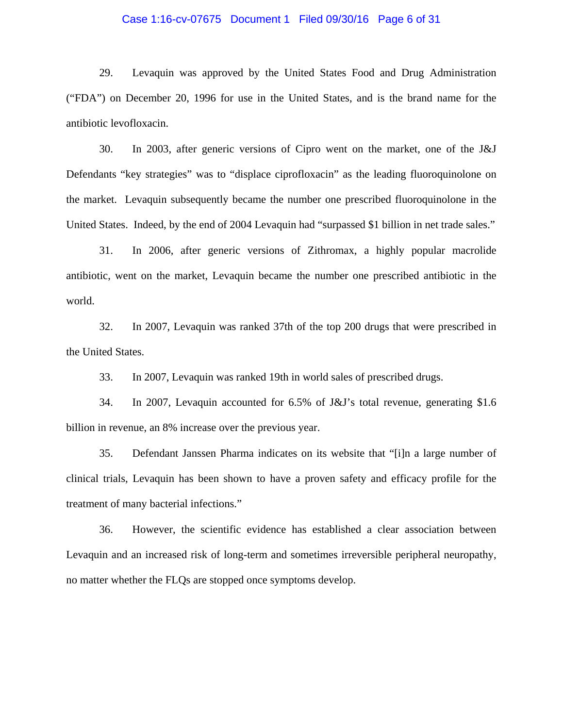29. Levaquin was approved by the United States Food and Drug Administration ("FDA") on December 20, 1996 for use in the United States, and is the brand name for the antibiotic levofloxacin.

30. In 2003, after generic versions of Cipro went on the market, one of the J&J Defendants "key strategies" was to "displace ciprofloxacin" as the leading fluoroquinolone on the market. Levaquin subsequently became the number one prescribed fluoroquinolone in the United States. Indeed, by the end of 2004 Levaquin had "surpassed $1 billion in net trade sales."

31. In 2006, after generic versions of Zithromax, a highly popular macrolide antibiotic, went on the market, Levaquin became the number one prescribed antibiotic in the world.

32. In 2007, Levaquin was ranked 37th of the top 200 drugs that were prescribed in the United States.

33. In 2007, Levaquin was ranked 19th in world sales of prescribed drugs.

34. In 2007, Levaquin accounted for 6.5% of J&J's total revenue, generating $1.6 billion in revenue, an 8% increase over the previous year.

35. Defendant Janssen Pharma indicates on its website that "[i]n a large number of clinical trials, Levaquin has been shown to have a proven safety and efficacy profile for the treatment of many bacterial infections."

36. However, the scientific evidence has established a clear association between Levaquin and an increased risk of long-term and sometimes irreversible peripheral neuropathy, no matter whether the FLQs are stopped once symptoms develop.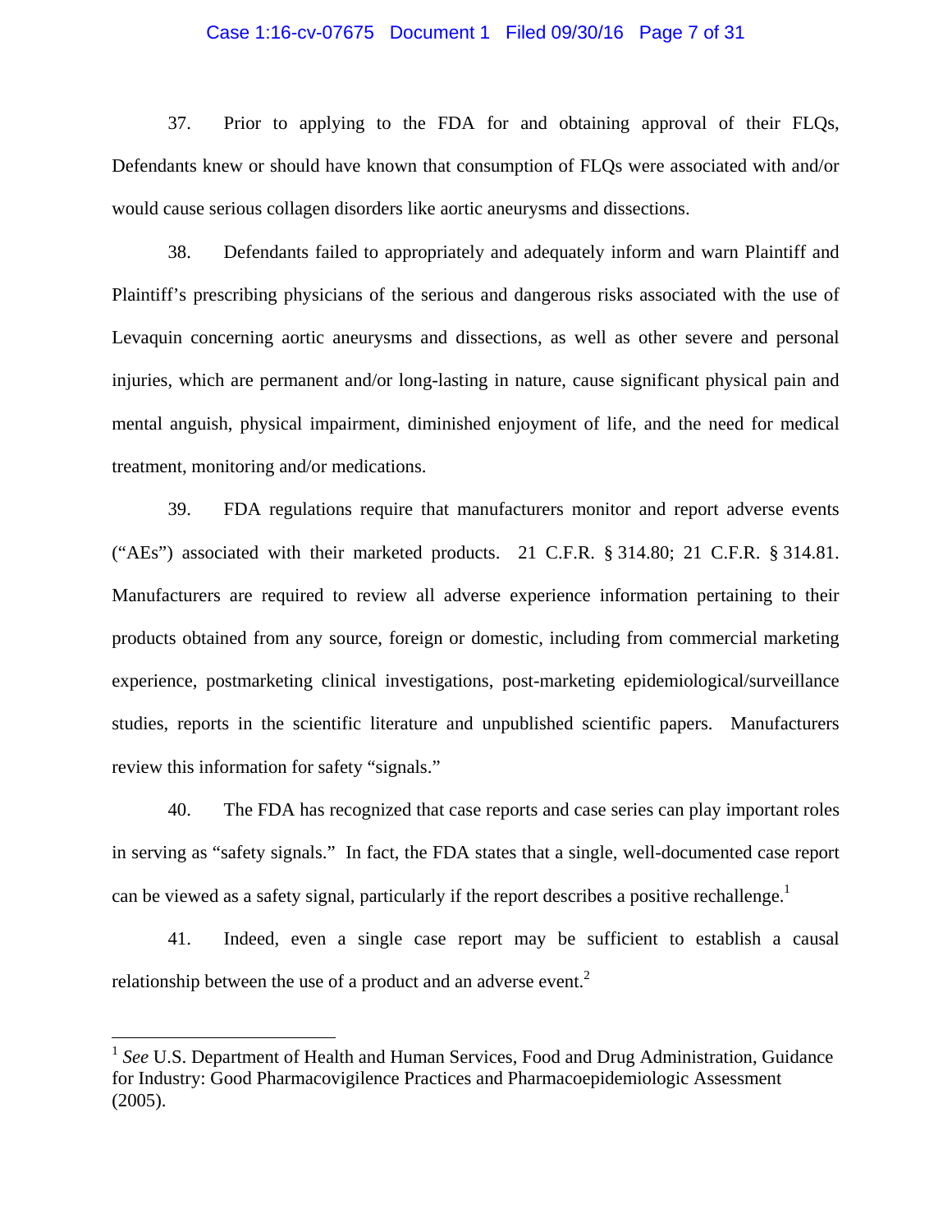37. Prior to applying to the FDA for and obtaining approval of their FLQs, Defendants knew or should have known that consumption of FLQs were associated with and/or would cause serious collagen disorders like aortic aneurysms and dissections.

38. Defendants failed to appropriately and adequately inform and warn Plaintiff and Plaintiff's prescribing physicians of the serious and dangerous risks associated with the use of Levaquin concerning aortic aneurysms and dissections, as well as other severe and personal injuries, which are permanent and/or long-lasting in nature, cause significant physical pain and mental anguish, physical impairment, diminished enjoyment of life, and the need for medical treatment, monitoring and/or medications.

39. FDA regulations require that manufacturers monitor and report adverse events ("AEs") associated with their marketed products. 21 C.F.R. § 314.80; 21 C.F.R. § 314.81. Manufacturers are required to review all adverse experience information pertaining to their products obtained from any source, foreign or domestic, including from commercial marketing experience, postmarketing clinical investigations, post-marketing epidemiological/surveillance studies, reports in the scientific literature and unpublished scientific papers. Manufacturers review this information for safety "signals."

40. The FDA has recognized that case reports and case series can play important roles in serving as "safety signals." In fact, the FDA states that a single, well-documented case report can be viewed as a safety signal, particularly if the report describes a positive rechallenge.[1]

41. Indeed, even a single case report may be sufficient to establish a causal relationship between the use of a product and an adverse event.[2]

---

[1] *See* U.S. Department of Health and Human Services, Food and Drug Administration, Guidance for Industry: Good Pharmacovigilence Practices and Pharmacoepidemiologic Assessment (2005).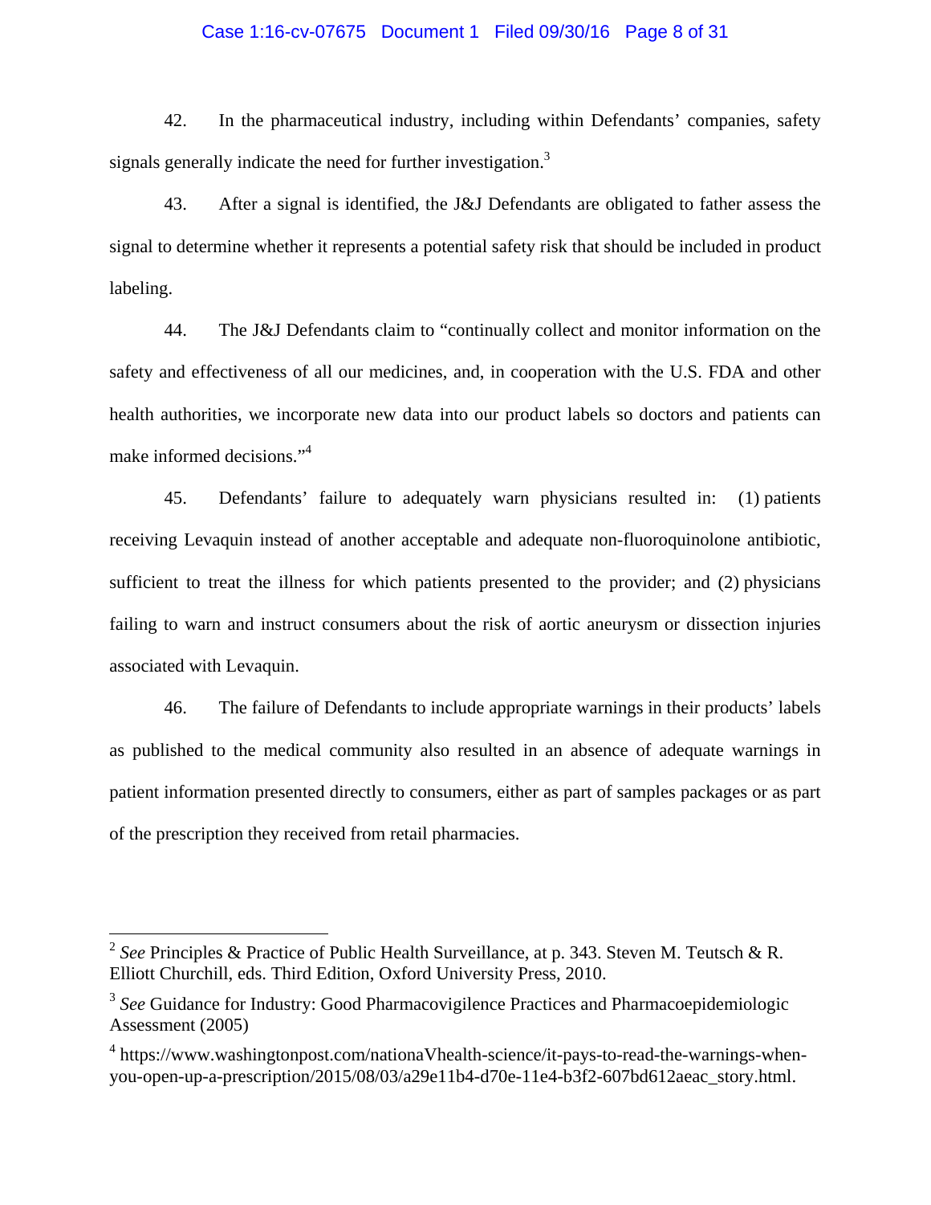42. In the pharmaceutical industry, including within Defendants' companies, safety signals generally indicate the need for further investigation.[3]

43. After a signal is identified, the J&J Defendants are obligated to father assess the signal to determine whether it represents a potential safety risk that should be included in product labeling.

44. The J&J Defendants claim to "continually collect and monitor information on the safety and effectiveness of all our medicines, and, in cooperation with the U.S. FDA and other health authorities, we incorporate new data into our product labels so doctors and patients can make informed decisions."[4]

45. Defendants' failure to adequately warn physicians resulted in: (1) patients receiving Levaquin instead of another acceptable and adequate non-fluoroquinolone antibiotic, sufficient to treat the illness for which patients presented to the provider; and (2) physicians failing to warn and instruct consumers about the risk of aortic aneurysm or dissection injuries associated with Levaquin.

46. The failure of Defendants to include appropriate warnings in their products' labels as published to the medical community also resulted in an absence of adequate warnings in patient information presented directly to consumers, either as part of samples packages or as part of the prescription they received from retail pharmacies.

---

[2] *See* Principles & Practice of Public Health Surveillance, at p. 343. Steven M. Teutsch & R. Elliott Churchill, eds. Third Edition, Oxford University Press, 2010.

[3] *See* Guidance for Industry: Good Pharmacovigilence Practices and Pharmacoepidemiologic Assessment (2005)

[4] https://www.washingtonpost.com/nationaVhealth-science/it-pays-to-read-the-warnings-when-you-open-up-a-prescription/2015/08/03/a29e11b4-d70e-11e4-b3f2-607bd612aeac_story.html.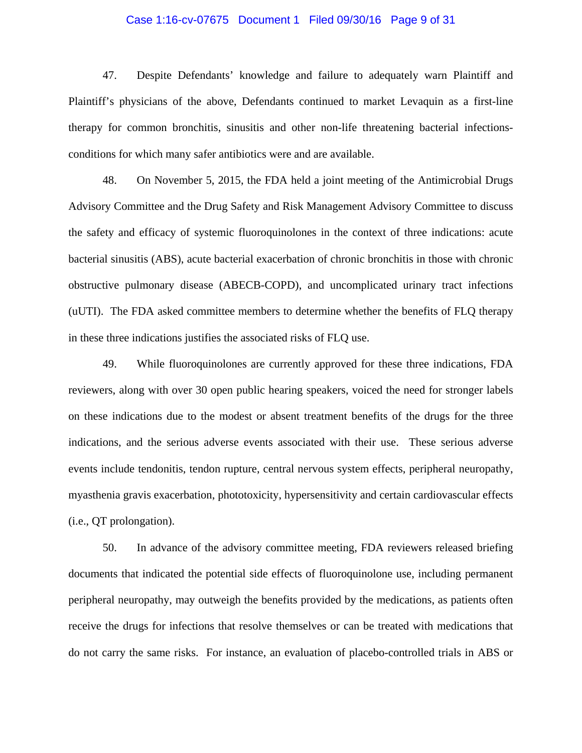47. Despite Defendants' knowledge and failure to adequately warn Plaintiff and Plaintiff's physicians of the above, Defendants continued to market Levaquin as a first-line therapy for common bronchitis, sinusitis and other non-life threatening bacterial infections-conditions for which many safer antibiotics were and are available.

48. On November 5, 2015, the FDA held a joint meeting of the Antimicrobial Drugs Advisory Committee and the Drug Safety and Risk Management Advisory Committee to discuss the safety and efficacy of systemic fluoroquinolones in the context of three indications: acute bacterial sinusitis (ABS), acute bacterial exacerbation of chronic bronchitis in those with chronic obstructive pulmonary disease (ABECB-COPD), and uncomplicated urinary tract infections (uUTI). The FDA asked committee members to determine whether the benefits of FLQ therapy in these three indications justifies the associated risks of FLQ use.

49. While fluoroquinolones are currently approved for these three indications, FDA reviewers, along with over 30 open public hearing speakers, voiced the need for stronger labels on these indications due to the modest or absent treatment benefits of the drugs for the three indications, and the serious adverse events associated with their use. These serious adverse events include tendonitis, tendon rupture, central nervous system effects, peripheral neuropathy, myasthenia gravis exacerbation, phototoxicity, hypersensitivity and certain cardiovascular effects (i.e., QT prolongation).

50. In advance of the advisory committee meeting, FDA reviewers released briefing documents that indicated the potential side effects of fluoroquinolone use, including permanent peripheral neuropathy, may outweigh the benefits provided by the medications, as patients often receive the drugs for infections that resolve themselves or can be treated with medications that do not carry the same risks. For instance, an evaluation of placebo-controlled trials in ABS or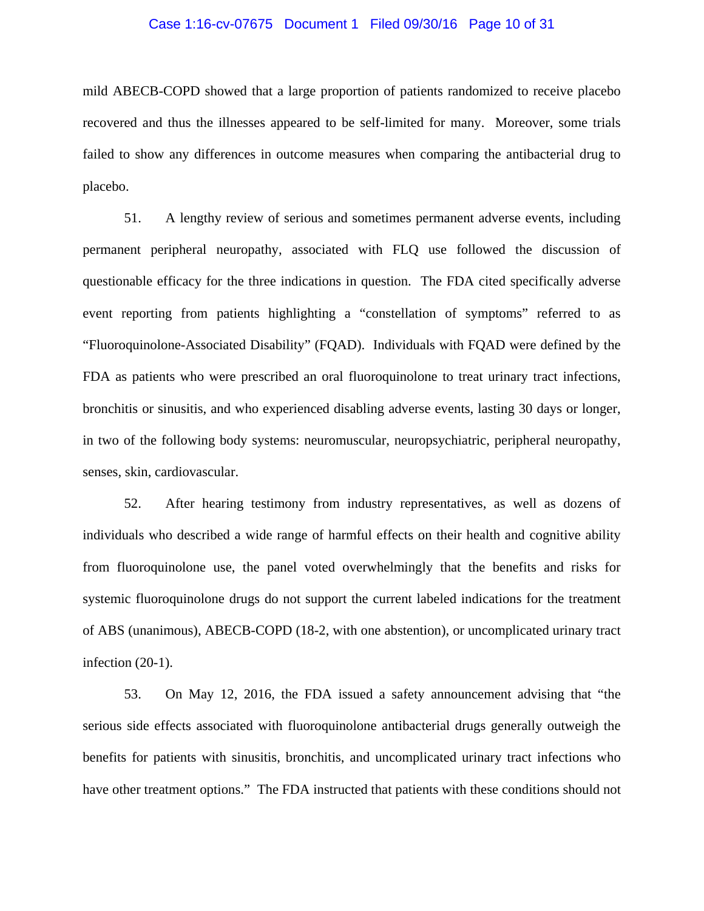mild ABECB-COPD showed that a large proportion of patients randomized to receive placebo recovered and thus the illnesses appeared to be self-limited for many. Moreover, some trials failed to show any differences in outcome measures when comparing the antibacterial drug to placebo.

51. A lengthy review of serious and sometimes permanent adverse events, including permanent peripheral neuropathy, associated with FLQ use followed the discussion of questionable efficacy for the three indications in question. The FDA cited specifically adverse event reporting from patients highlighting a "constellation of symptoms" referred to as "Fluoroquinolone-Associated Disability" (FQAD). Individuals with FQAD were defined by the FDA as patients who were prescribed an oral fluoroquinolone to treat urinary tract infections, bronchitis or sinusitis, and who experienced disabling adverse events, lasting 30 days or longer, in two of the following body systems: neuromuscular, neuropsychiatric, peripheral neuropathy, senses, skin, cardiovascular.

52. After hearing testimony from industry representatives, as well as dozens of individuals who described a wide range of harmful effects on their health and cognitive ability from fluoroquinolone use, the panel voted overwhelmingly that the benefits and risks for systemic fluoroquinolone drugs do not support the current labeled indications for the treatment of ABS (unanimous), ABECB-COPD (18-2, with one abstention), or uncomplicated urinary tract infection (20-1).

53. On May 12, 2016, the FDA issued a safety announcement advising that "the serious side effects associated with fluoroquinolone antibacterial drugs generally outweigh the benefits for patients with sinusitis, bronchitis, and uncomplicated urinary tract infections who have other treatment options." The FDA instructed that patients with these conditions should not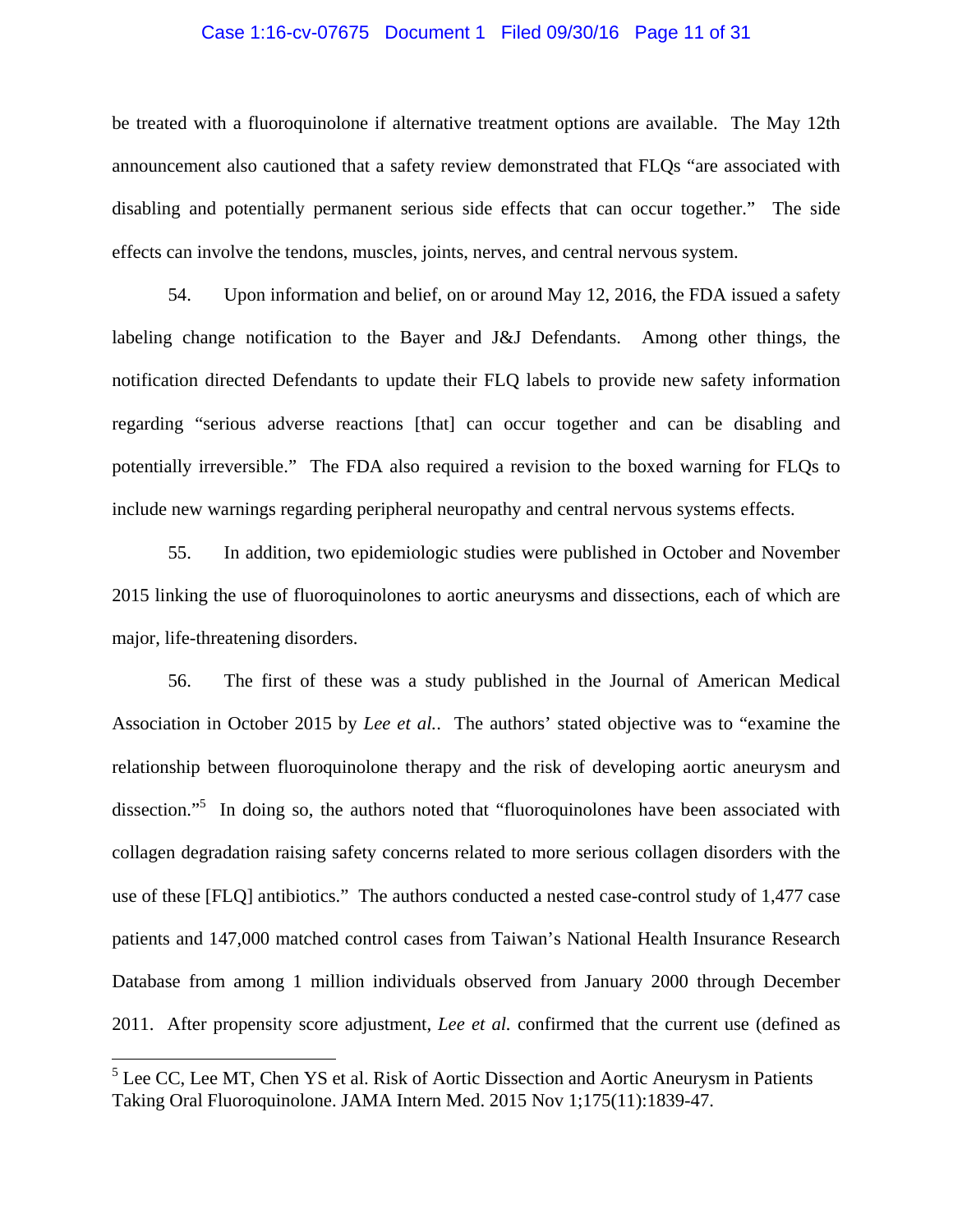be treated with a fluoroquinolone if alternative treatment options are available. The May 12th announcement also cautioned that a safety review demonstrated that FLQs "are associated with disabling and potentially permanent serious side effects that can occur together." The side effects can involve the tendons, muscles, joints, nerves, and central nervous system.

54. Upon information and belief, on or around May 12, 2016, the FDA issued a safety labeling change notification to the Bayer and J&J Defendants. Among other things, the notification directed Defendants to update their FLQ labels to provide new safety information regarding "serious adverse reactions [that] can occur together and can be disabling and potentially irreversible." The FDA also required a revision to the boxed warning for FLQs to include new warnings regarding peripheral neuropathy and central nervous systems effects.

55. In addition, two epidemiologic studies were published in October and November 2015 linking the use of fluoroquinolones to aortic aneurysms and dissections, each of which are major, life-threatening disorders.

56. The first of these was a study published in the Journal of American Medical Association in October 2015 by *Lee et al.*. The authors' stated objective was to "examine the relationship between fluoroquinolone therapy and the risk of developing aortic aneurysm and dissection."[5] In doing so, the authors noted that "fluoroquinolones have been associated with collagen degradation raising safety concerns related to more serious collagen disorders with the use of these [FLQ] antibiotics." The authors conducted a nested case-control study of 1,477 case patients and 147,000 matched control cases from Taiwan's National Health Insurance Research Database from among 1 million individuals observed from January 2000 through December 2011. After propensity score adjustment, *Lee et al.* confirmed that the current use (defined as

[5] Lee CC, Lee MT, Chen YS et al. Risk of Aortic Dissection and Aortic Aneurysm in Patients Taking Oral Fluoroquinolone. JAMA Intern Med. 2015 Nov 1;175(11):1839-47.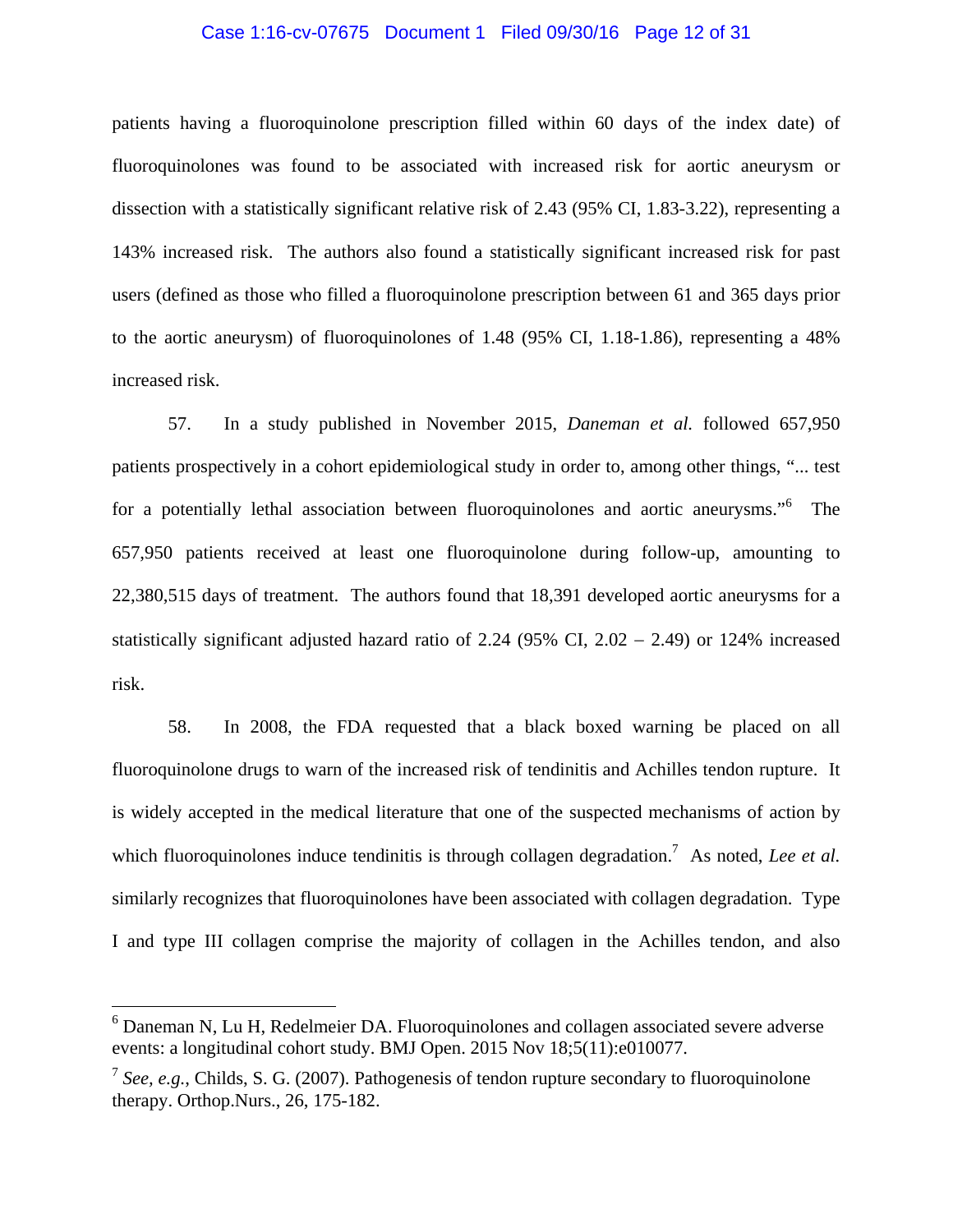patients having a fluoroquinolone prescription filled within 60 days of the index date) of fluoroquinolones was found to be associated with increased risk for aortic aneurysm or dissection with a statistically significant relative risk of 2.43 (95% CI, 1.83-3.22), representing a 143% increased risk. The authors also found a statistically significant increased risk for past users (defined as those who filled a fluoroquinolone prescription between 61 and 365 days prior to the aortic aneurysm) of fluoroquinolones of 1.48 (95% CI, 1.18-1.86), representing a 48% increased risk.

57. In a study published in November 2015, *Daneman et al.* followed 657,950 patients prospectively in a cohort epidemiological study in order to, among other things, "... test for a potentially lethal association between fluoroquinolones and aortic aneurysms."[6] The 657,950 patients received at least one fluoroquinolone during follow-up, amounting to 22,380,515 days of treatment. The authors found that 18,391 developed aortic aneurysms for a statistically significant adjusted hazard ratio of 2.24 (95% CI, 2.02 – 2.49) or 124% increased risk.

58. In 2008, the FDA requested that a black boxed warning be placed on all fluoroquinolone drugs to warn of the increased risk of tendinitis and Achilles tendon rupture. It is widely accepted in the medical literature that one of the suspected mechanisms of action by which fluoroquinolones induce tendinitis is through collagen degradation.[7] As noted, *Lee et al.* similarly recognizes that fluoroquinolones have been associated with collagen degradation. Type I and type III collagen comprise the majority of collagen in the Achilles tendon, and also

---

[6] Daneman N, Lu H, Redelmeier DA. Fluoroquinolones and collagen associated severe adverse events: a longitudinal cohort study. BMJ Open. 2015 Nov 18;5(11):e010077.

[7] *See, e.g.*, Childs, S. G. (2007). Pathogenesis of tendon rupture secondary to fluoroquinolone therapy. Orthop.Nurs., 26, 175-182.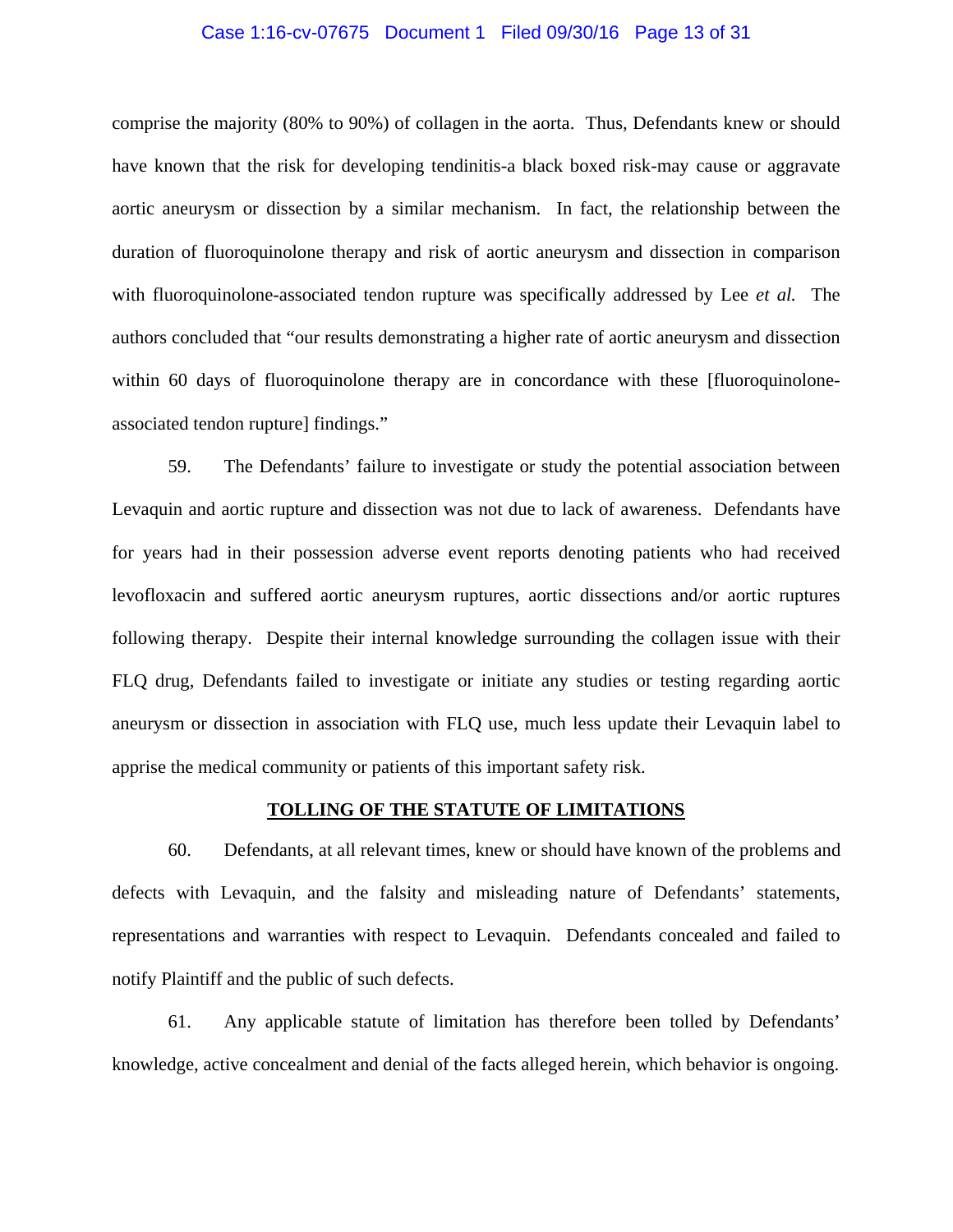comprise the majority (80% to 90%) of collagen in the aorta. Thus, Defendants knew or should have known that the risk for developing tendinitis-a black boxed risk-may cause or aggravate aortic aneurysm or dissection by a similar mechanism. In fact, the relationship between the duration of fluoroquinolone therapy and risk of aortic aneurysm and dissection in comparison with fluoroquinolone-associated tendon rupture was specifically addressed by Lee *et al.* The authors concluded that "our results demonstrating a higher rate of aortic aneurysm and dissection within 60 days of fluoroquinolone therapy are in concordance with these [fluoroquinolone-associated tendon rupture] findings."

59. The Defendants' failure to investigate or study the potential association between Levaquin and aortic rupture and dissection was not due to lack of awareness. Defendants have for years had in their possession adverse event reports denoting patients who had received levofloxacin and suffered aortic aneurysm ruptures, aortic dissections and/or aortic ruptures following therapy. Despite their internal knowledge surrounding the collagen issue with their FLQ drug, Defendants failed to investigate or initiate any studies or testing regarding aortic aneurysm or dissection in association with FLQ use, much less update their Levaquin label to apprise the medical community or patients of this important safety risk.

**TOLLING OF THE STATUTE OF LIMITATIONS**

60. Defendants, at all relevant times, knew or should have known of the problems and defects with Levaquin, and the falsity and misleading nature of Defendants' statements, representations and warranties with respect to Levaquin. Defendants concealed and failed to notify Plaintiff and the public of such defects.

61. Any applicable statute of limitation has therefore been tolled by Defendants' knowledge, active concealment and denial of the facts alleged herein, which behavior is ongoing.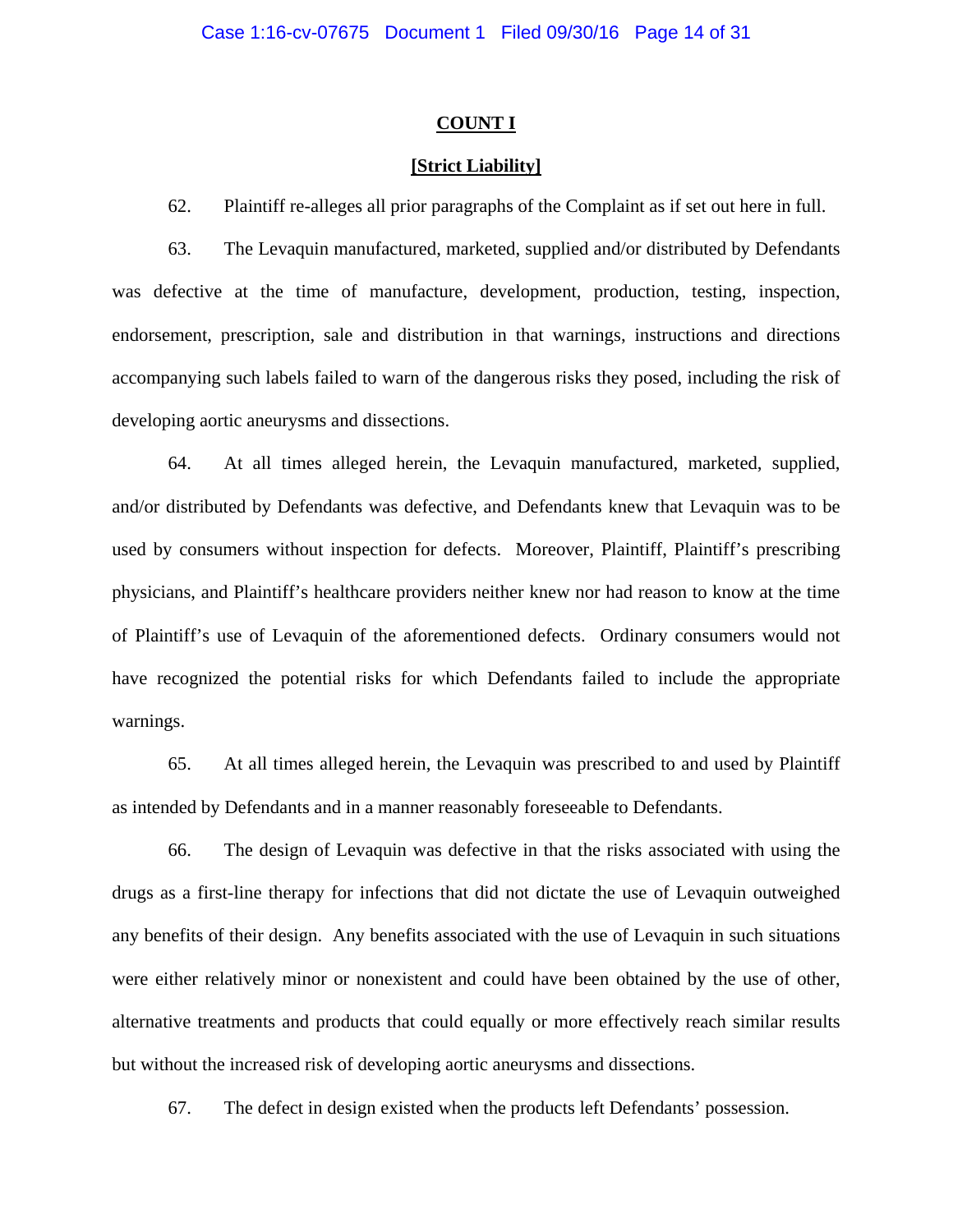**COUNT I**

**[Strict Liability]**

62. Plaintiff re-alleges all prior paragraphs of the Complaint as if set out here in full.

63. The Levaquin manufactured, marketed, supplied and/or distributed by Defendants was defective at the time of manufacture, development, production, testing, inspection, endorsement, prescription, sale and distribution in that warnings, instructions and directions accompanying such labels failed to warn of the dangerous risks they posed, including the risk of developing aortic aneurysms and dissections.

64. At all times alleged herein, the Levaquin manufactured, marketed, supplied, and/or distributed by Defendants was defective, and Defendants knew that Levaquin was to be used by consumers without inspection for defects. Moreover, Plaintiff, Plaintiff's prescribing physicians, and Plaintiff's healthcare providers neither knew nor had reason to know at the time of Plaintiff's use of Levaquin of the aforementioned defects. Ordinary consumers would not have recognized the potential risks for which Defendants failed to include the appropriate warnings.

65. At all times alleged herein, the Levaquin was prescribed to and used by Plaintiff as intended by Defendants and in a manner reasonably foreseeable to Defendants.

66. The design of Levaquin was defective in that the risks associated with using the drugs as a first-line therapy for infections that did not dictate the use of Levaquin outweighed any benefits of their design. Any benefits associated with the use of Levaquin in such situations were either relatively minor or nonexistent and could have been obtained by the use of other, alternative treatments and products that could equally or more effectively reach similar results but without the increased risk of developing aortic aneurysms and dissections.

67. The defect in design existed when the products left Defendants' possession.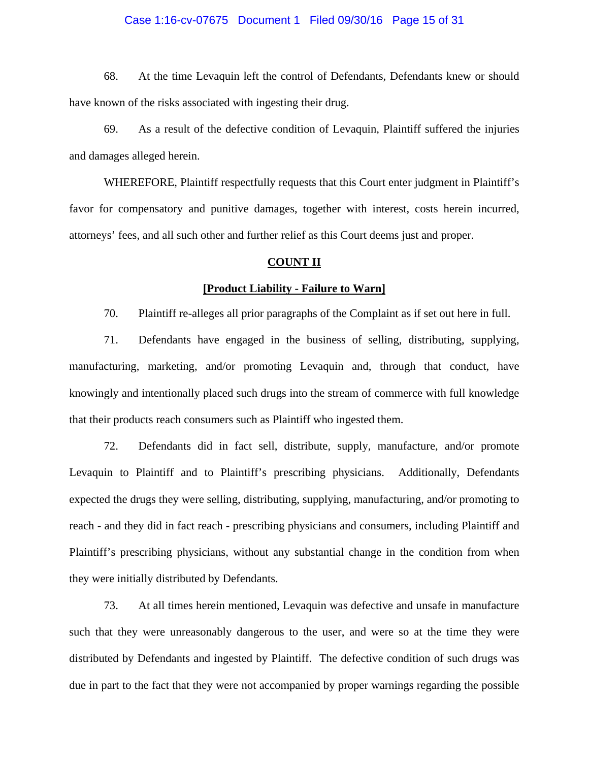68. At the time Levaquin left the control of Defendants, Defendants knew or should have known of the risks associated with ingesting their drug.

69. As a result of the defective condition of Levaquin, Plaintiff suffered the injuries and damages alleged herein.

WHEREFORE, Plaintiff respectfully requests that this Court enter judgment in Plaintiff's favor for compensatory and punitive damages, together with interest, costs herein incurred, attorneys' fees, and all such other and further relief as this Court deems just and proper.

## COUNT II

### [Product Liability - Failure to Warn]

70. Plaintiff re-alleges all prior paragraphs of the Complaint as if set out here in full.

71. Defendants have engaged in the business of selling, distributing, supplying, manufacturing, marketing, and/or promoting Levaquin and, through that conduct, have knowingly and intentionally placed such drugs into the stream of commerce with full knowledge that their products reach consumers such as Plaintiff who ingested them.

72. Defendants did in fact sell, distribute, supply, manufacture, and/or promote Levaquin to Plaintiff and to Plaintiff's prescribing physicians. Additionally, Defendants expected the drugs they were selling, distributing, supplying, manufacturing, and/or promoting to reach - and they did in fact reach - prescribing physicians and consumers, including Plaintiff and Plaintiff's prescribing physicians, without any substantial change in the condition from when they were initially distributed by Defendants.

73. At all times herein mentioned, Levaquin was defective and unsafe in manufacture such that they were unreasonably dangerous to the user, and were so at the time they were distributed by Defendants and ingested by Plaintiff. The defective condition of such drugs was due in part to the fact that they were not accompanied by proper warnings regarding the possible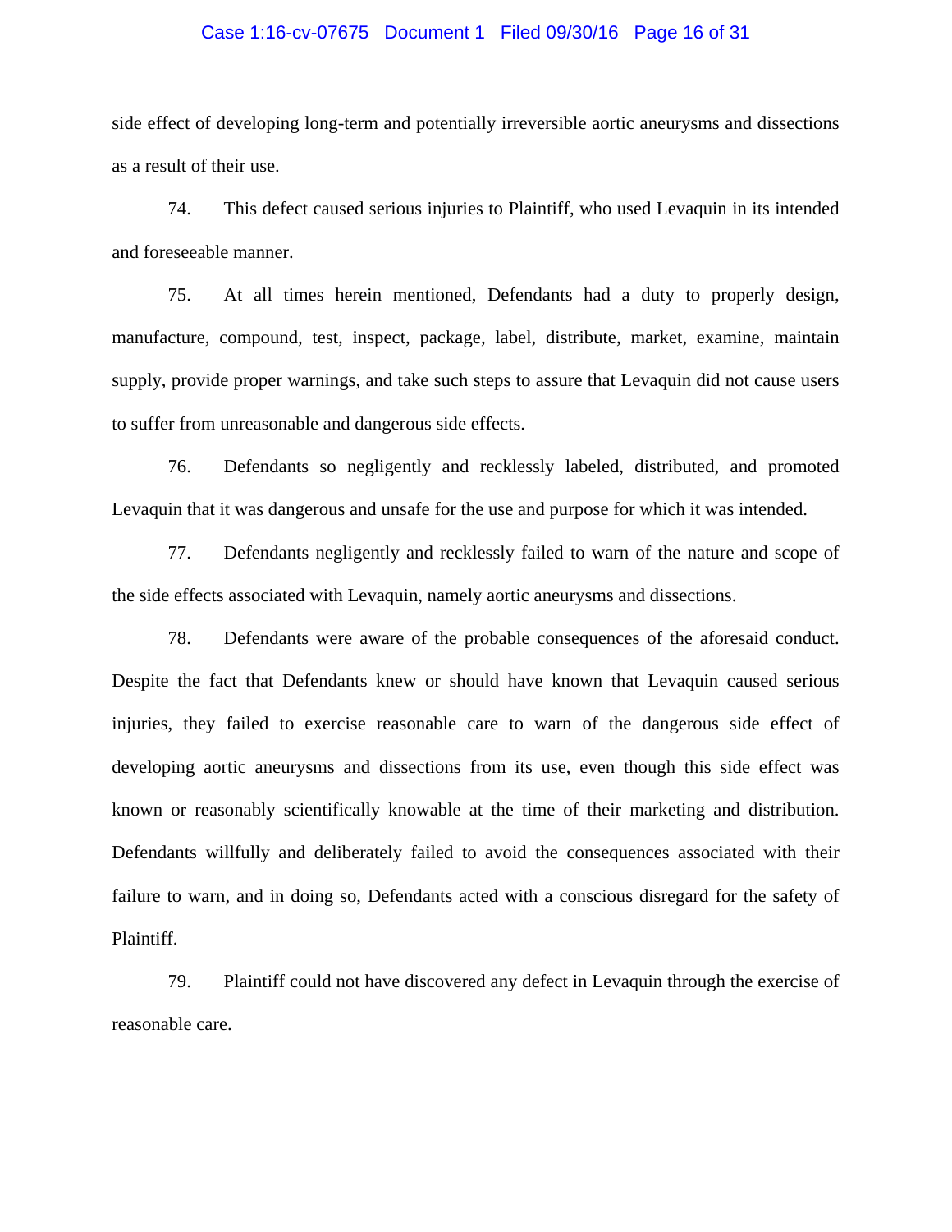side effect of developing long-term and potentially irreversible aortic aneurysms and dissections as a result of their use.

74. This defect caused serious injuries to Plaintiff, who used Levaquin in its intended and foreseeable manner.

75. At all times herein mentioned, Defendants had a duty to properly design, manufacture, compound, test, inspect, package, label, distribute, market, examine, maintain supply, provide proper warnings, and take such steps to assure that Levaquin did not cause users to suffer from unreasonable and dangerous side effects.

76. Defendants so negligently and recklessly labeled, distributed, and promoted Levaquin that it was dangerous and unsafe for the use and purpose for which it was intended.

77. Defendants negligently and recklessly failed to warn of the nature and scope of the side effects associated with Levaquin, namely aortic aneurysms and dissections.

78. Defendants were aware of the probable consequences of the aforesaid conduct. Despite the fact that Defendants knew or should have known that Levaquin caused serious injuries, they failed to exercise reasonable care to warn of the dangerous side effect of developing aortic aneurysms and dissections from its use, even though this side effect was known or reasonably scientifically knowable at the time of their marketing and distribution. Defendants willfully and deliberately failed to avoid the consequences associated with their failure to warn, and in doing so, Defendants acted with a conscious disregard for the safety of Plaintiff.

79. Plaintiff could not have discovered any defect in Levaquin through the exercise of reasonable care.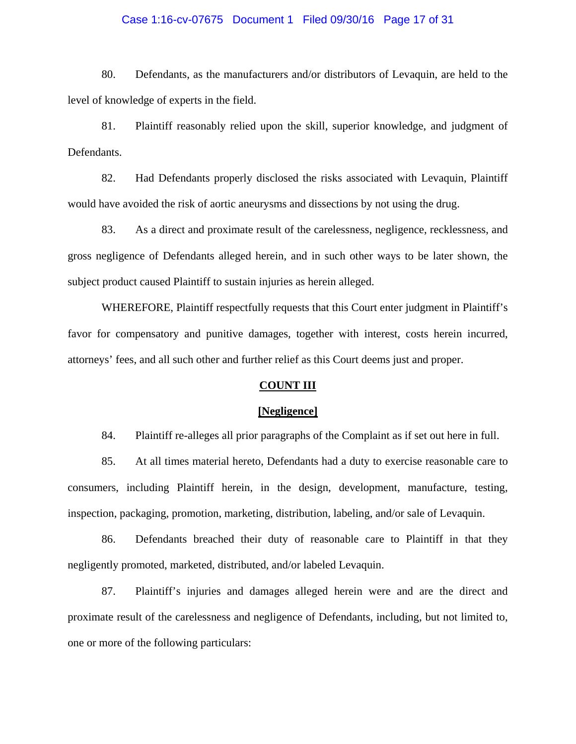80. Defendants, as the manufacturers and/or distributors of Levaquin, are held to the level of knowledge of experts in the field.

81. Plaintiff reasonably relied upon the skill, superior knowledge, and judgment of Defendants.

82. Had Defendants properly disclosed the risks associated with Levaquin, Plaintiff would have avoided the risk of aortic aneurysms and dissections by not using the drug.

83. As a direct and proximate result of the carelessness, negligence, recklessness, and gross negligence of Defendants alleged herein, and in such other ways to be later shown, the subject product caused Plaintiff to sustain injuries as herein alleged.

WHEREFORE, Plaintiff respectfully requests that this Court enter judgment in Plaintiff's favor for compensatory and punitive damages, together with interest, costs herein incurred, attorneys' fees, and all such other and further relief as this Court deems just and proper.

## COUNT III

## [Negligence]

84. Plaintiff re-alleges all prior paragraphs of the Complaint as if set out here in full.

85. At all times material hereto, Defendants had a duty to exercise reasonable care to consumers, including Plaintiff herein, in the design, development, manufacture, testing, inspection, packaging, promotion, marketing, distribution, labeling, and/or sale of Levaquin.

86. Defendants breached their duty of reasonable care to Plaintiff in that they negligently promoted, marketed, distributed, and/or labeled Levaquin.

87. Plaintiff's injuries and damages alleged herein were and are the direct and proximate result of the carelessness and negligence of Defendants, including, but not limited to, one or more of the following particulars: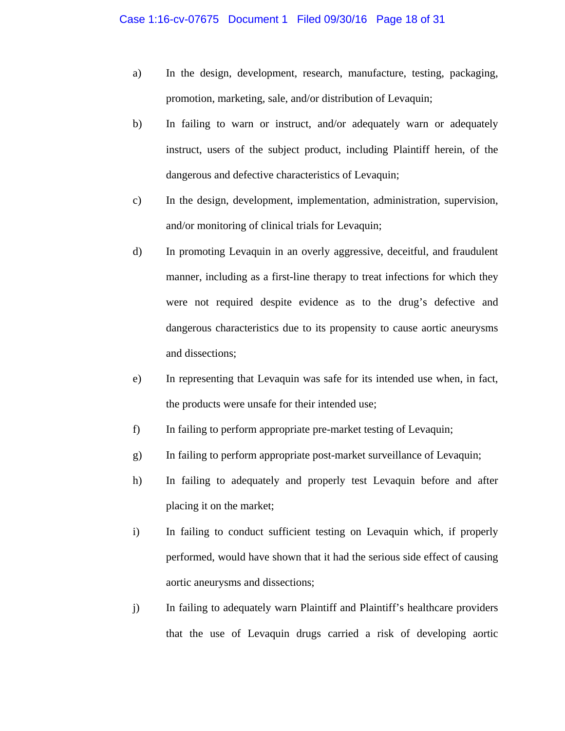a) In the design, development, research, manufacture, testing, packaging, promotion, marketing, sale, and/or distribution of Levaquin;

b) In failing to warn or instruct, and/or adequately warn or adequately instruct, users of the subject product, including Plaintiff herein, of the dangerous and defective characteristics of Levaquin;

c) In the design, development, implementation, administration, supervision, and/or monitoring of clinical trials for Levaquin;

d) In promoting Levaquin in an overly aggressive, deceitful, and fraudulent manner, including as a first-line therapy to treat infections for which they were not required despite evidence as to the drug's defective and dangerous characteristics due to its propensity to cause aortic aneurysms and dissections;

e) In representing that Levaquin was safe for its intended use when, in fact, the products were unsafe for their intended use;

f) In failing to perform appropriate pre-market testing of Levaquin;

g) In failing to perform appropriate post-market surveillance of Levaquin;

h) In failing to adequately and properly test Levaquin before and after placing it on the market;

i) In failing to conduct sufficient testing on Levaquin which, if properly performed, would have shown that it had the serious side effect of causing aortic aneurysms and dissections;

j) In failing to adequately warn Plaintiff and Plaintiff's healthcare providers that the use of Levaquin drugs carried a risk of developing aortic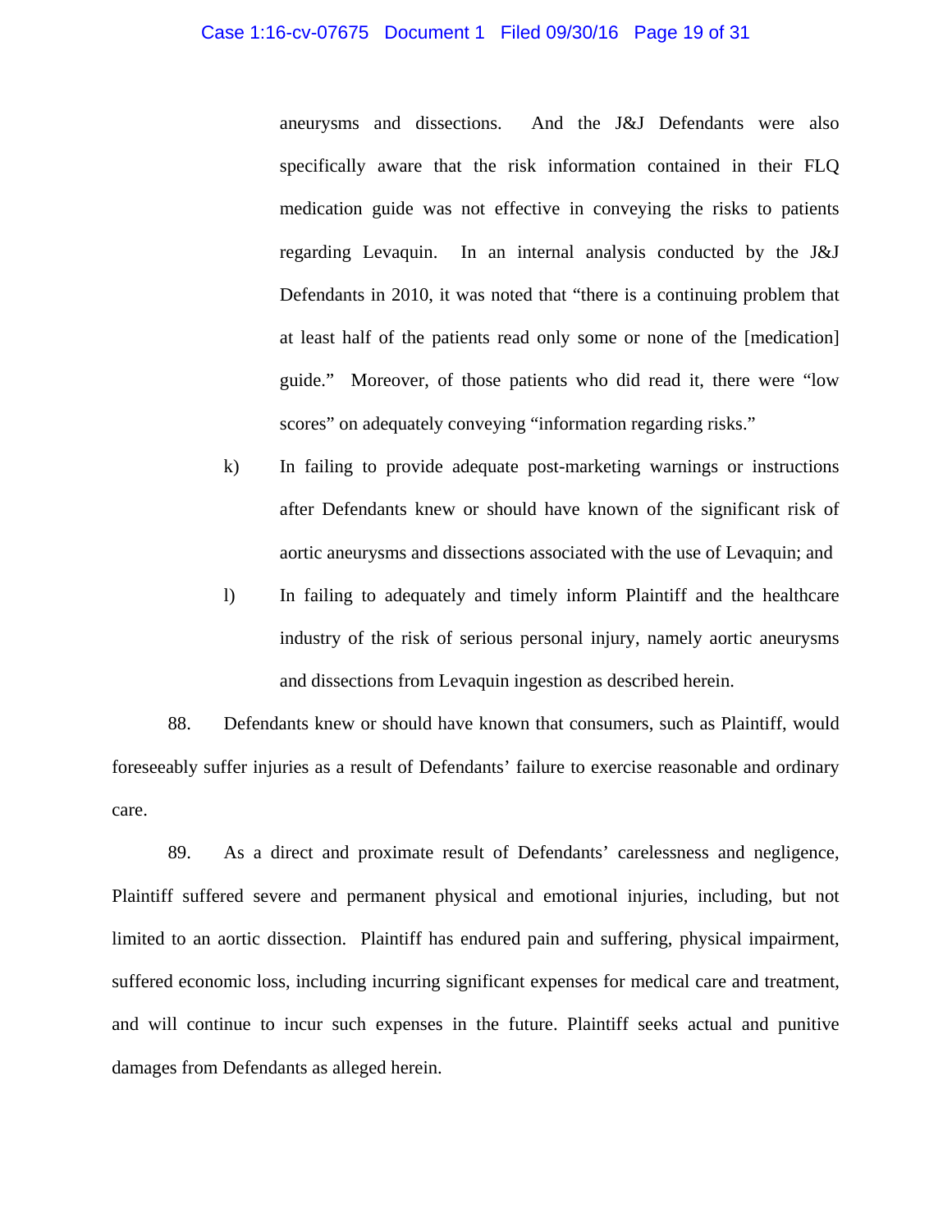aneurysms and dissections. And the J&J Defendants were also specifically aware that the risk information contained in their FLQ medication guide was not effective in conveying the risks to patients regarding Levaquin. In an internal analysis conducted by the J&J Defendants in 2010, it was noted that "there is a continuing problem that at least half of the patients read only some or none of the [medication] guide." Moreover, of those patients who did read it, there were "low scores" on adequately conveying "information regarding risks."

k) In failing to provide adequate post-marketing warnings or instructions after Defendants knew or should have known of the significant risk of aortic aneurysms and dissections associated with the use of Levaquin; and

l) In failing to adequately and timely inform Plaintiff and the healthcare industry of the risk of serious personal injury, namely aortic aneurysms and dissections from Levaquin ingestion as described herein.

88. Defendants knew or should have known that consumers, such as Plaintiff, would foreseeably suffer injuries as a result of Defendants' failure to exercise reasonable and ordinary care.

89. As a direct and proximate result of Defendants' carelessness and negligence, Plaintiff suffered severe and permanent physical and emotional injuries, including, but not limited to an aortic dissection. Plaintiff has endured pain and suffering, physical impairment, suffered economic loss, including incurring significant expenses for medical care and treatment, and will continue to incur such expenses in the future. Plaintiff seeks actual and punitive damages from Defendants as alleged herein.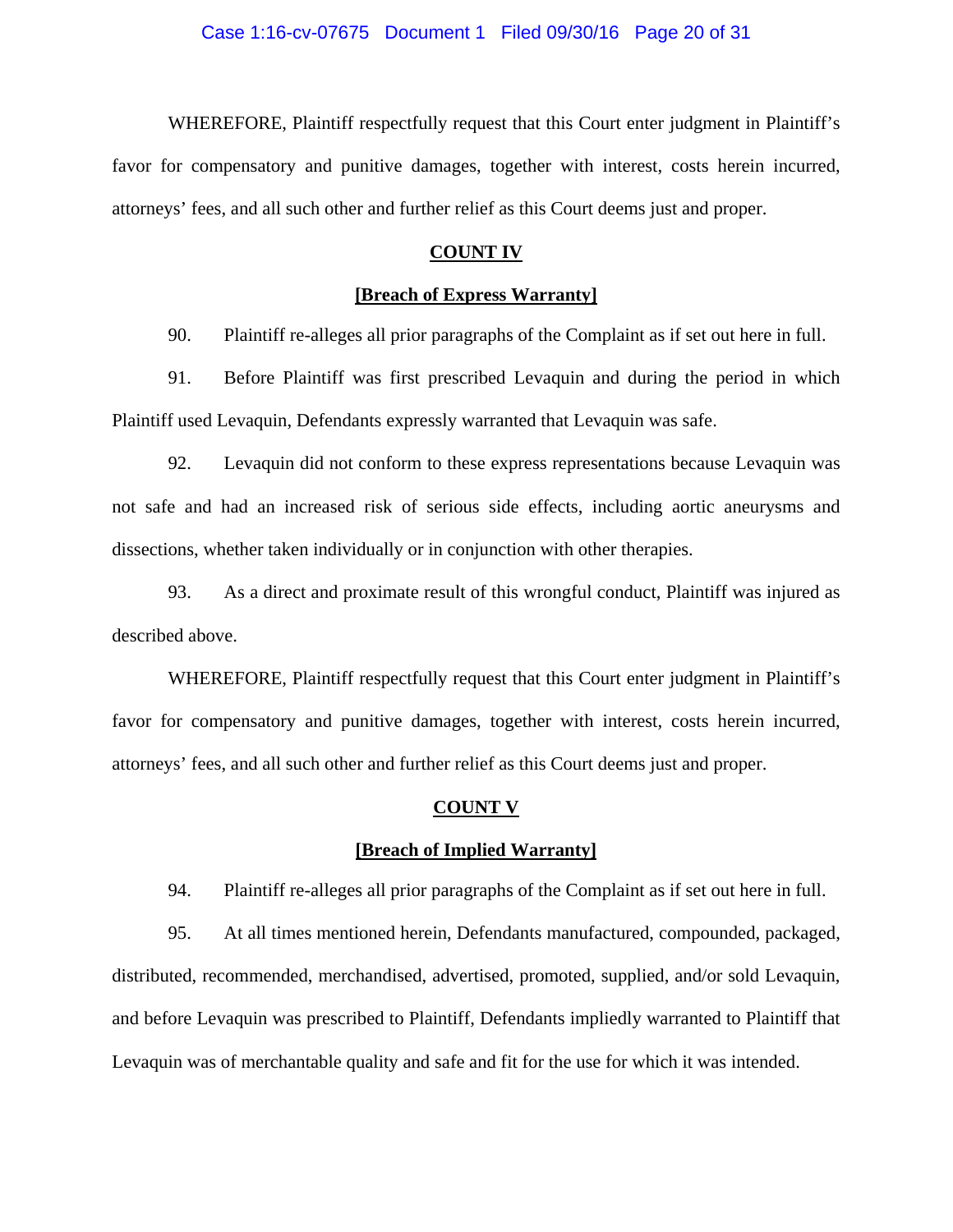WHEREFORE, Plaintiff respectfully request that this Court enter judgment in Plaintiff's favor for compensatory and punitive damages, together with interest, costs herein incurred, attorneys' fees, and all such other and further relief as this Court deems just and proper.

## COUNT IV

### [Breach of Express Warranty]

90. Plaintiff re-alleges all prior paragraphs of the Complaint as if set out here in full.

91. Before Plaintiff was first prescribed Levaquin and during the period in which Plaintiff used Levaquin, Defendants expressly warranted that Levaquin was safe.

92. Levaquin did not conform to these express representations because Levaquin was not safe and had an increased risk of serious side effects, including aortic aneurysms and dissections, whether taken individually or in conjunction with other therapies.

93. As a direct and proximate result of this wrongful conduct, Plaintiff was injured as described above.

WHEREFORE, Plaintiff respectfully request that this Court enter judgment in Plaintiff's favor for compensatory and punitive damages, together with interest, costs herein incurred, attorneys' fees, and all such other and further relief as this Court deems just and proper.

## COUNT V

### [Breach of Implied Warranty]

94. Plaintiff re-alleges all prior paragraphs of the Complaint as if set out here in full.

95. At all times mentioned herein, Defendants manufactured, compounded, packaged, distributed, recommended, merchandised, advertised, promoted, supplied, and/or sold Levaquin, and before Levaquin was prescribed to Plaintiff, Defendants impliedly warranted to Plaintiff that Levaquin was of merchantable quality and safe and fit for the use for which it was intended.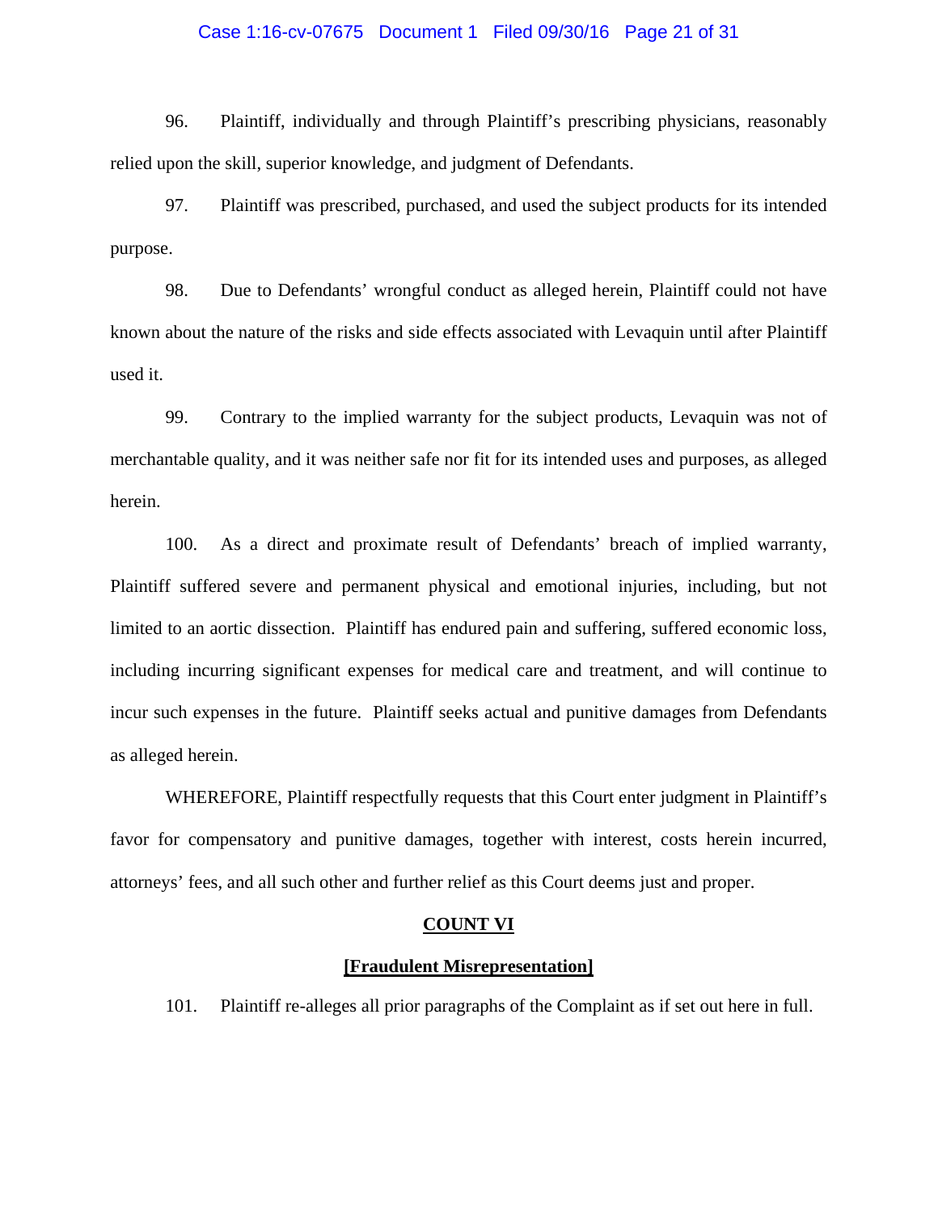96. Plaintiff, individually and through Plaintiff's prescribing physicians, reasonably relied upon the skill, superior knowledge, and judgment of Defendants.

97. Plaintiff was prescribed, purchased, and used the subject products for its intended purpose.

98. Due to Defendants' wrongful conduct as alleged herein, Plaintiff could not have known about the nature of the risks and side effects associated with Levaquin until after Plaintiff used it.

99. Contrary to the implied warranty for the subject products, Levaquin was not of merchantable quality, and it was neither safe nor fit for its intended uses and purposes, as alleged herein.

100. As a direct and proximate result of Defendants' breach of implied warranty, Plaintiff suffered severe and permanent physical and emotional injuries, including, but not limited to an aortic dissection. Plaintiff has endured pain and suffering, suffered economic loss, including incurring significant expenses for medical care and treatment, and will continue to incur such expenses in the future. Plaintiff seeks actual and punitive damages from Defendants as alleged herein.

WHEREFORE, Plaintiff respectfully requests that this Court enter judgment in Plaintiff's favor for compensatory and punitive damages, together with interest, costs herein incurred, attorneys' fees, and all such other and further relief as this Court deems just and proper.

## COUNT VI

## [Fraudulent Misrepresentation]

101. Plaintiff re-alleges all prior paragraphs of the Complaint as if set out here in full.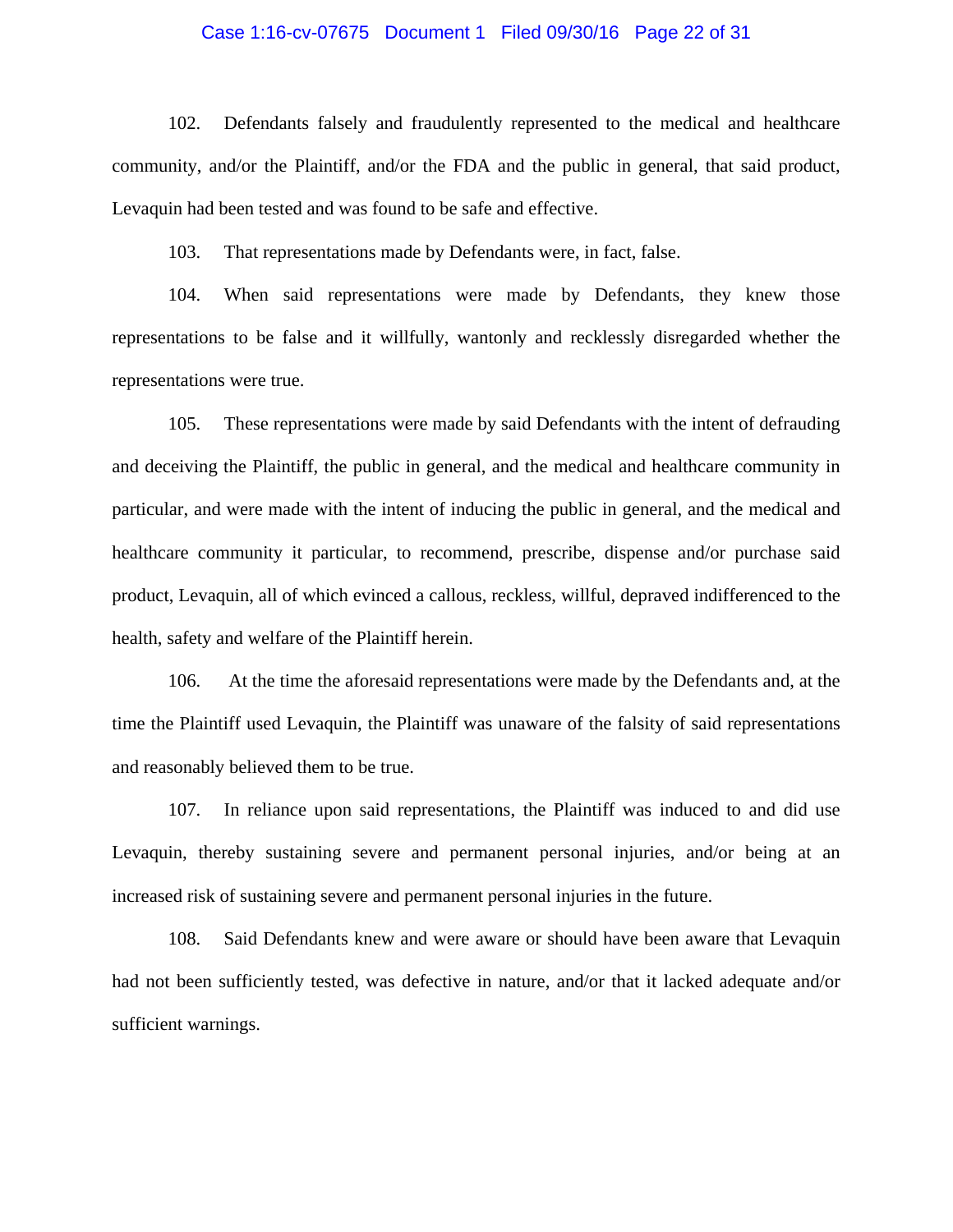102. Defendants falsely and fraudulently represented to the medical and healthcare community, and/or the Plaintiff, and/or the FDA and the public in general, that said product, Levaquin had been tested and was found to be safe and effective.

103. That representations made by Defendants were, in fact, false.

104. When said representations were made by Defendants, they knew those representations to be false and it willfully, wantonly and recklessly disregarded whether the representations were true.

105. These representations were made by said Defendants with the intent of defrauding and deceiving the Plaintiff, the public in general, and the medical and healthcare community in particular, and were made with the intent of inducing the public in general, and the medical and healthcare community it particular, to recommend, prescribe, dispense and/or purchase said product, Levaquin, all of which evinced a callous, reckless, willful, depraved indifferenced to the health, safety and welfare of the Plaintiff herein.

106. At the time the aforesaid representations were made by the Defendants and, at the time the Plaintiff used Levaquin, the Plaintiff was unaware of the falsity of said representations and reasonably believed them to be true.

107. In reliance upon said representations, the Plaintiff was induced to and did use Levaquin, thereby sustaining severe and permanent personal injuries, and/or being at an increased risk of sustaining severe and permanent personal injuries in the future.

108. Said Defendants knew and were aware or should have been aware that Levaquin had not been sufficiently tested, was defective in nature, and/or that it lacked adequate and/or sufficient warnings.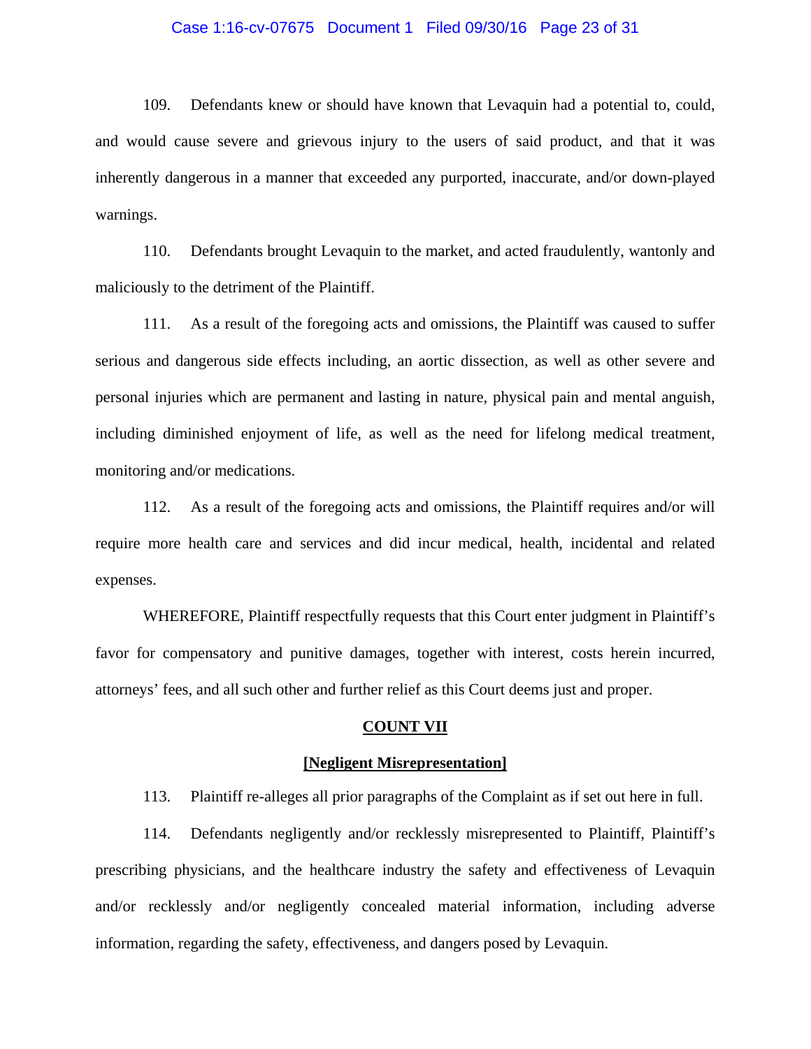109. Defendants knew or should have known that Levaquin had a potential to, could, and would cause severe and grievous injury to the users of said product, and that it was inherently dangerous in a manner that exceeded any purported, inaccurate, and/or down-played warnings.

110. Defendants brought Levaquin to the market, and acted fraudulently, wantonly and maliciously to the detriment of the Plaintiff.

111. As a result of the foregoing acts and omissions, the Plaintiff was caused to suffer serious and dangerous side effects including, an aortic dissection, as well as other severe and personal injuries which are permanent and lasting in nature, physical pain and mental anguish, including diminished enjoyment of life, as well as the need for lifelong medical treatment, monitoring and/or medications.

112. As a result of the foregoing acts and omissions, the Plaintiff requires and/or will require more health care and services and did incur medical, health, incidental and related expenses.

WHEREFORE, Plaintiff respectfully requests that this Court enter judgment in Plaintiff's favor for compensatory and punitive damages, together with interest, costs herein incurred, attorneys' fees, and all such other and further relief as this Court deems just and proper.

## **COUNT VII**

### **[Negligent Misrepresentation]**

113. Plaintiff re-alleges all prior paragraphs of the Complaint as if set out here in full.

114. Defendants negligently and/or recklessly misrepresented to Plaintiff, Plaintiff's prescribing physicians, and the healthcare industry the safety and effectiveness of Levaquin and/or recklessly and/or negligently concealed material information, including adverse information, regarding the safety, effectiveness, and dangers posed by Levaquin.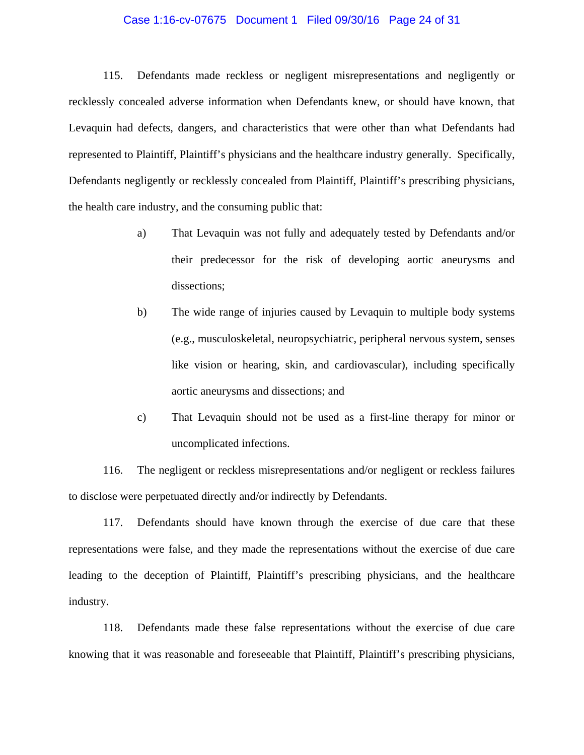115. Defendants made reckless or negligent misrepresentations and negligently or recklessly concealed adverse information when Defendants knew, or should have known, that Levaquin had defects, dangers, and characteristics that were other than what Defendants had represented to Plaintiff, Plaintiff's physicians and the healthcare industry generally. Specifically, Defendants negligently or recklessly concealed from Plaintiff, Plaintiff's prescribing physicians, the health care industry, and the consuming public that:

a) That Levaquin was not fully and adequately tested by Defendants and/or their predecessor for the risk of developing aortic aneurysms and dissections;

b) The wide range of injuries caused by Levaquin to multiple body systems (e.g., musculoskeletal, neuropsychiatric, peripheral nervous system, senses like vision or hearing, skin, and cardiovascular), including specifically aortic aneurysms and dissections; and

c) That Levaquin should not be used as a first-line therapy for minor or uncomplicated infections.

116. The negligent or reckless misrepresentations and/or negligent or reckless failures to disclose were perpetuated directly and/or indirectly by Defendants.

117. Defendants should have known through the exercise of due care that these representations were false, and they made the representations without the exercise of due care leading to the deception of Plaintiff, Plaintiff's prescribing physicians, and the healthcare industry.

118. Defendants made these false representations without the exercise of due care knowing that it was reasonable and foreseeable that Plaintiff, Plaintiff's prescribing physicians,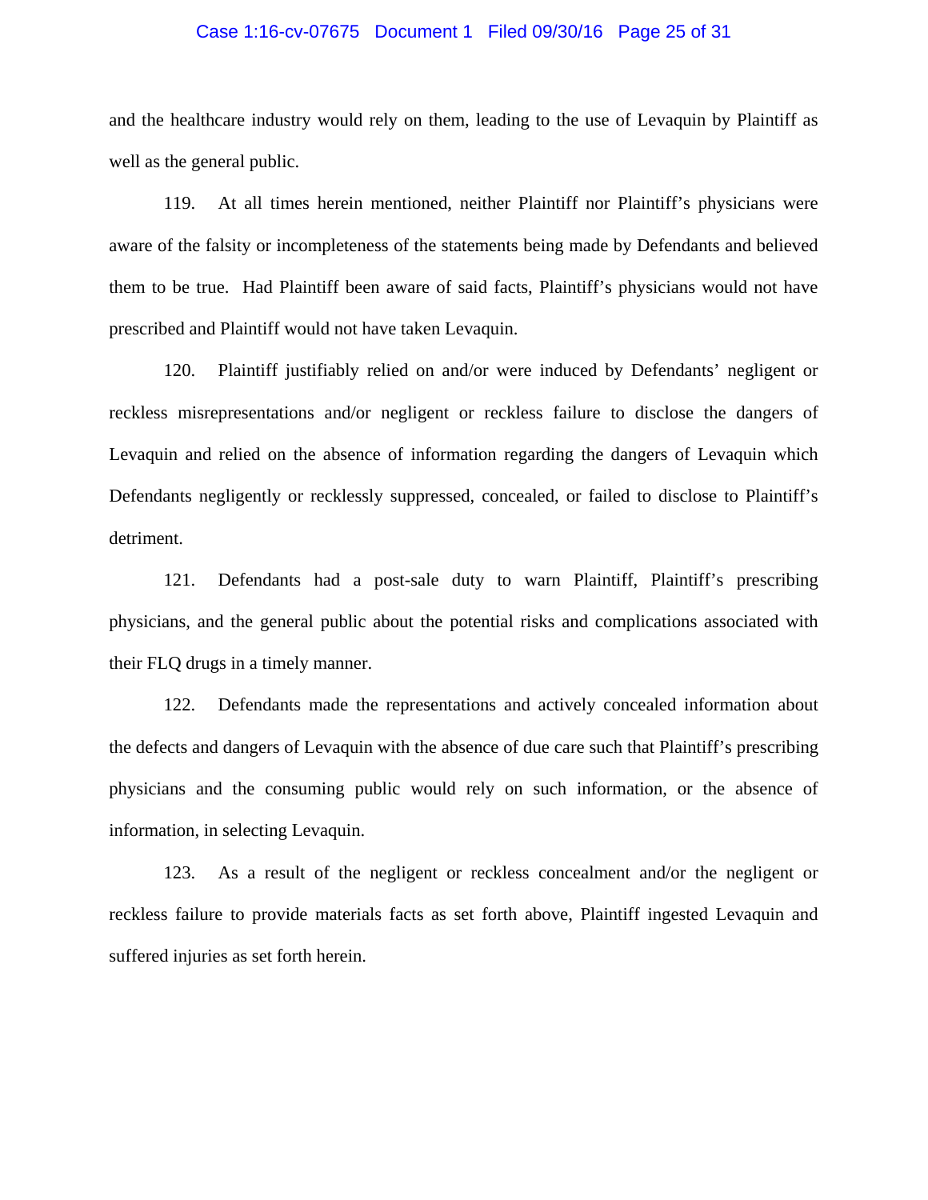and the healthcare industry would rely on them, leading to the use of Levaquin by Plaintiff as well as the general public.

119. At all times herein mentioned, neither Plaintiff nor Plaintiff's physicians were aware of the falsity or incompleteness of the statements being made by Defendants and believed them to be true. Had Plaintiff been aware of said facts, Plaintiff's physicians would not have prescribed and Plaintiff would not have taken Levaquin.

120. Plaintiff justifiably relied on and/or were induced by Defendants' negligent or reckless misrepresentations and/or negligent or reckless failure to disclose the dangers of Levaquin and relied on the absence of information regarding the dangers of Levaquin which Defendants negligently or recklessly suppressed, concealed, or failed to disclose to Plaintiff's detriment.

121. Defendants had a post-sale duty to warn Plaintiff, Plaintiff's prescribing physicians, and the general public about the potential risks and complications associated with their FLQ drugs in a timely manner.

122. Defendants made the representations and actively concealed information about the defects and dangers of Levaquin with the absence of due care such that Plaintiff's prescribing physicians and the consuming public would rely on such information, or the absence of information, in selecting Levaquin.

123. As a result of the negligent or reckless concealment and/or the negligent or reckless failure to provide materials facts as set forth above, Plaintiff ingested Levaquin and suffered injuries as set forth herein.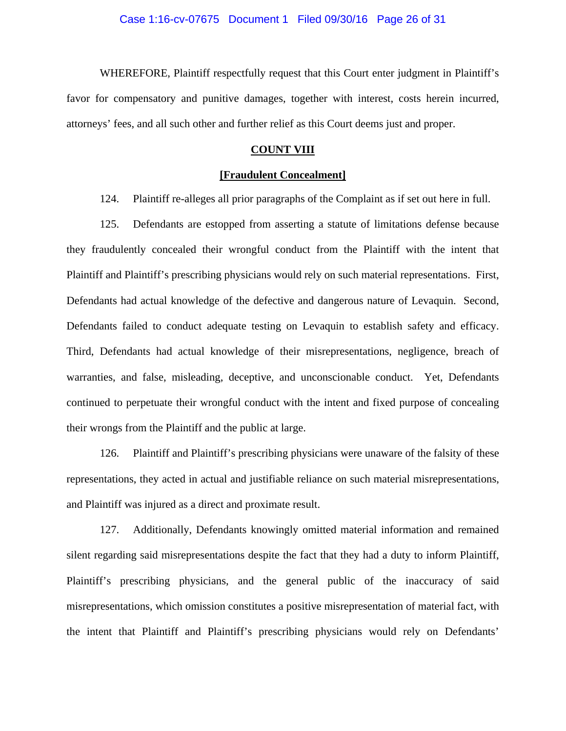WHEREFORE, Plaintiff respectfully request that this Court enter judgment in Plaintiff's favor for compensatory and punitive damages, together with interest, costs herein incurred, attorneys' fees, and all such other and further relief as this Court deems just and proper.

## COUNT VIII

### [Fraudulent Concealment]

124. Plaintiff re-alleges all prior paragraphs of the Complaint as if set out here in full.

125. Defendants are estopped from asserting a statute of limitations defense because they fraudulently concealed their wrongful conduct from the Plaintiff with the intent that Plaintiff and Plaintiff's prescribing physicians would rely on such material representations. First, Defendants had actual knowledge of the defective and dangerous nature of Levaquin. Second, Defendants failed to conduct adequate testing on Levaquin to establish safety and efficacy. Third, Defendants had actual knowledge of their misrepresentations, negligence, breach of warranties, and false, misleading, deceptive, and unconscionable conduct. Yet, Defendants continued to perpetuate their wrongful conduct with the intent and fixed purpose of concealing their wrongs from the Plaintiff and the public at large.

126. Plaintiff and Plaintiff's prescribing physicians were unaware of the falsity of these representations, they acted in actual and justifiable reliance on such material misrepresentations, and Plaintiff was injured as a direct and proximate result.

127. Additionally, Defendants knowingly omitted material information and remained silent regarding said misrepresentations despite the fact that they had a duty to inform Plaintiff, Plaintiff's prescribing physicians, and the general public of the inaccuracy of said misrepresentations, which omission constitutes a positive misrepresentation of material fact, with the intent that Plaintiff and Plaintiff's prescribing physicians would rely on Defendants'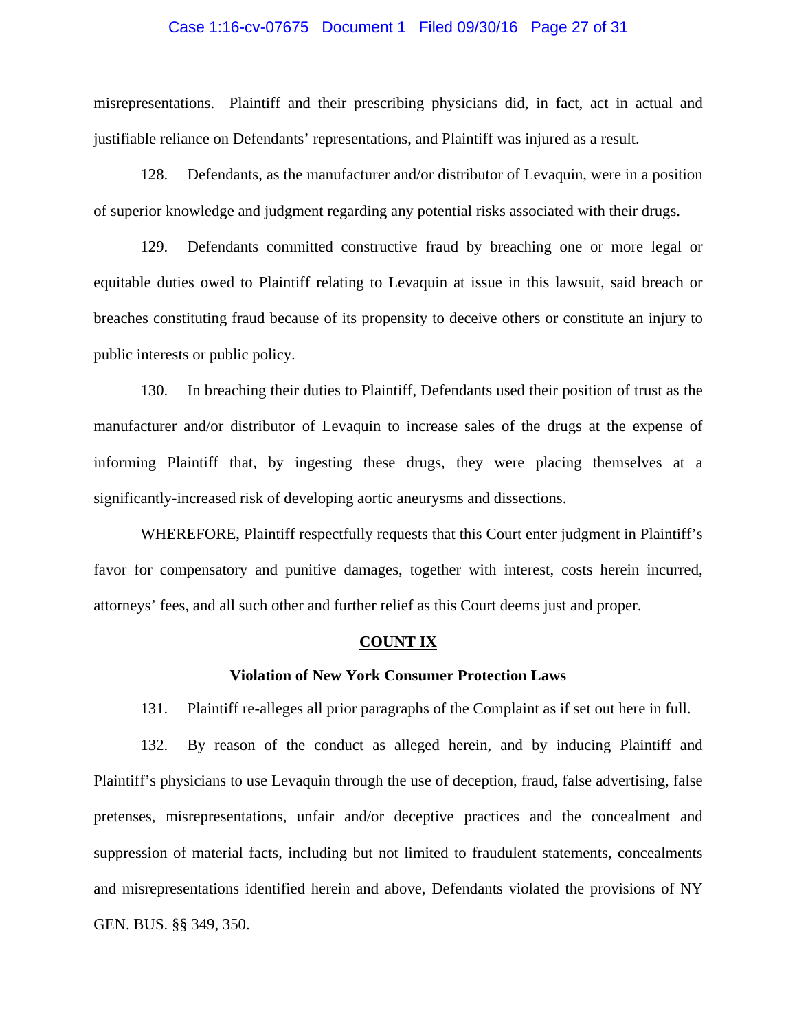misrepresentations. Plaintiff and their prescribing physicians did, in fact, act in actual and justifiable reliance on Defendants' representations, and Plaintiff was injured as a result.

128. Defendants, as the manufacturer and/or distributor of Levaquin, were in a position of superior knowledge and judgment regarding any potential risks associated with their drugs.

129. Defendants committed constructive fraud by breaching one or more legal or equitable duties owed to Plaintiff relating to Levaquin at issue in this lawsuit, said breach or breaches constituting fraud because of its propensity to deceive others or constitute an injury to public interests or public policy.

130. In breaching their duties to Plaintiff, Defendants used their position of trust as the manufacturer and/or distributor of Levaquin to increase sales of the drugs at the expense of informing Plaintiff that, by ingesting these drugs, they were placing themselves at a significantly-increased risk of developing aortic aneurysms and dissections.

WHEREFORE, Plaintiff respectfully requests that this Court enter judgment in Plaintiff's favor for compensatory and punitive damages, together with interest, costs herein incurred, attorneys' fees, and all such other and further relief as this Court deems just and proper.

## COUNT IX

### Violation of New York Consumer Protection Laws

131. Plaintiff re-alleges all prior paragraphs of the Complaint as if set out here in full.

132. By reason of the conduct as alleged herein, and by inducing Plaintiff and Plaintiff's physicians to use Levaquin through the use of deception, fraud, false advertising, false pretenses, misrepresentations, unfair and/or deceptive practices and the concealment and suppression of material facts, including but not limited to fraudulent statements, concealments and misrepresentations identified herein and above, Defendants violated the provisions of NY GEN. BUS. §§ 349, 350.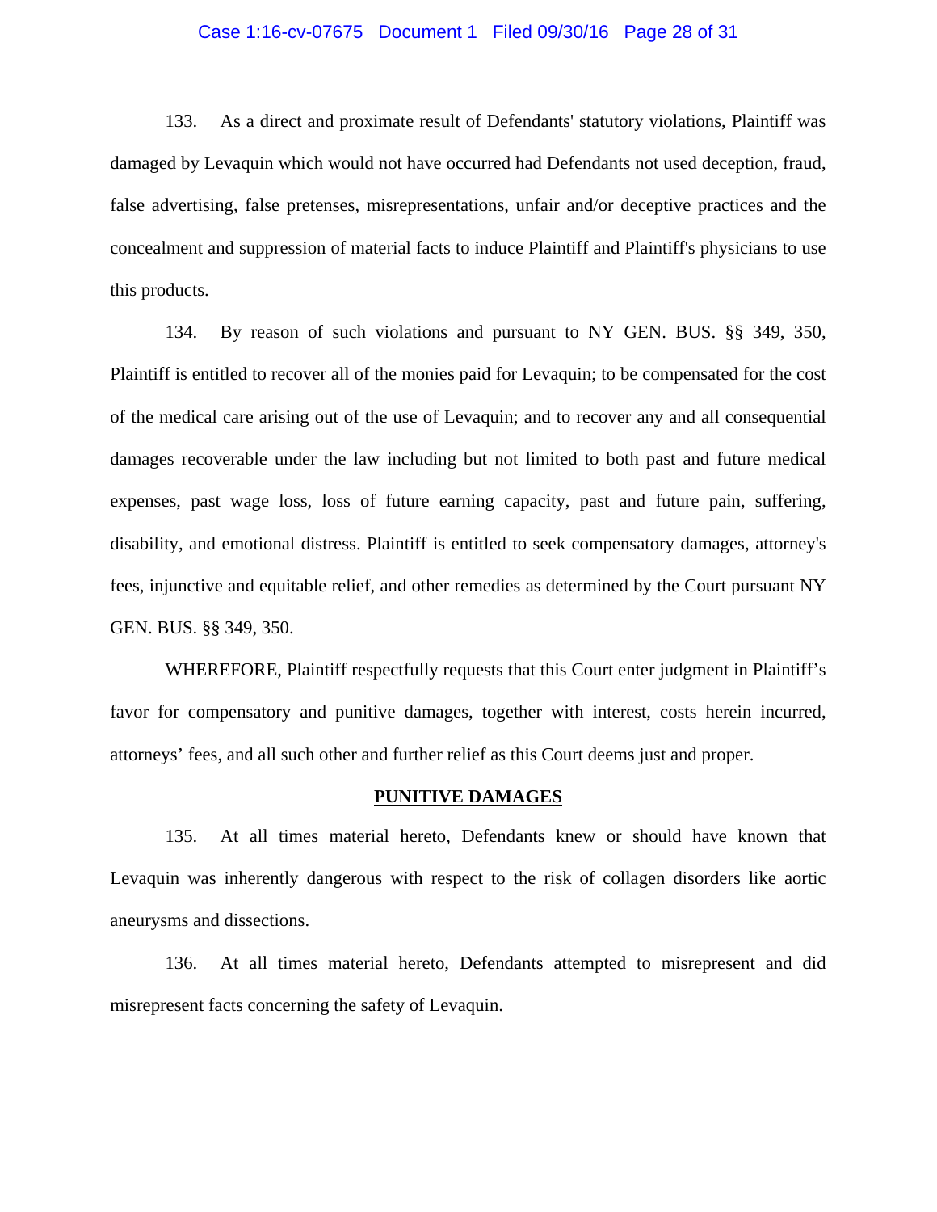133. As a direct and proximate result of Defendants' statutory violations, Plaintiff was damaged by Levaquin which would not have occurred had Defendants not used deception, fraud, false advertising, false pretenses, misrepresentations, unfair and/or deceptive practices and the concealment and suppression of material facts to induce Plaintiff and Plaintiff's physicians to use this products.

134. By reason of such violations and pursuant to NY GEN. BUS. §§ 349, 350, Plaintiff is entitled to recover all of the monies paid for Levaquin; to be compensated for the cost of the medical care arising out of the use of Levaquin; and to recover any and all consequential damages recoverable under the law including but not limited to both past and future medical expenses, past wage loss, loss of future earning capacity, past and future pain, suffering, disability, and emotional distress. Plaintiff is entitled to seek compensatory damages, attorney's fees, injunctive and equitable relief, and other remedies as determined by the Court pursuant NY GEN. BUS. §§ 349, 350.

WHEREFORE, Plaintiff respectfully requests that this Court enter judgment in Plaintiff's favor for compensatory and punitive damages, together with interest, costs herein incurred, attorneys' fees, and all such other and further relief as this Court deems just and proper.

**PUNITIVE DAMAGES**

135. At all times material hereto, Defendants knew or should have known that Levaquin was inherently dangerous with respect to the risk of collagen disorders like aortic aneurysms and dissections.

136. At all times material hereto, Defendants attempted to misrepresent and did misrepresent facts concerning the safety of Levaquin.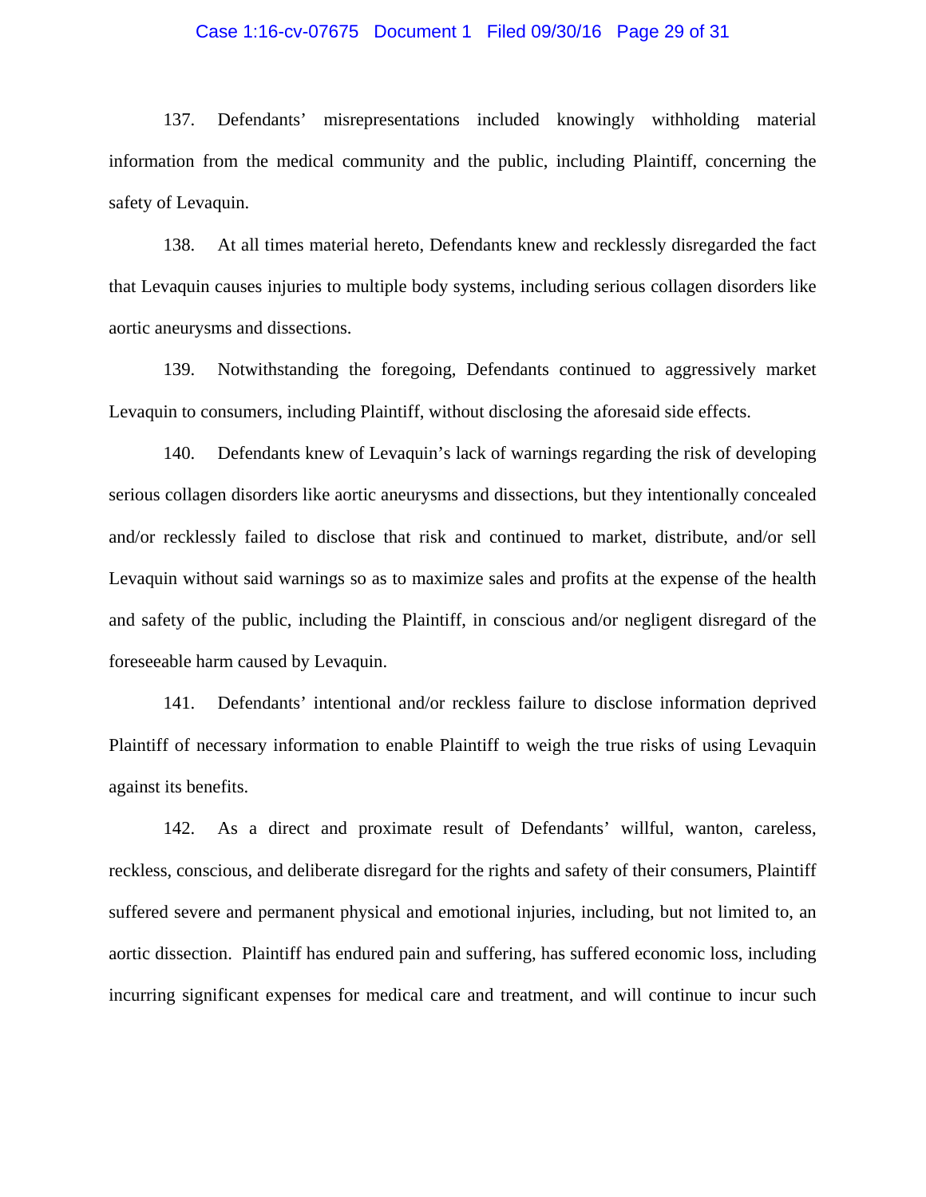137. Defendants' misrepresentations included knowingly withholding material information from the medical community and the public, including Plaintiff, concerning the safety of Levaquin.

138. At all times material hereto, Defendants knew and recklessly disregarded the fact that Levaquin causes injuries to multiple body systems, including serious collagen disorders like aortic aneurysms and dissections.

139. Notwithstanding the foregoing, Defendants continued to aggressively market Levaquin to consumers, including Plaintiff, without disclosing the aforesaid side effects.

140. Defendants knew of Levaquin's lack of warnings regarding the risk of developing serious collagen disorders like aortic aneurysms and dissections, but they intentionally concealed and/or recklessly failed to disclose that risk and continued to market, distribute, and/or sell Levaquin without said warnings so as to maximize sales and profits at the expense of the health and safety of the public, including the Plaintiff, in conscious and/or negligent disregard of the foreseeable harm caused by Levaquin.

141. Defendants' intentional and/or reckless failure to disclose information deprived Plaintiff of necessary information to enable Plaintiff to weigh the true risks of using Levaquin against its benefits.

142. As a direct and proximate result of Defendants' willful, wanton, careless, reckless, conscious, and deliberate disregard for the rights and safety of their consumers, Plaintiff suffered severe and permanent physical and emotional injuries, including, but not limited to, an aortic dissection. Plaintiff has endured pain and suffering, has suffered economic loss, including incurring significant expenses for medical care and treatment, and will continue to incur such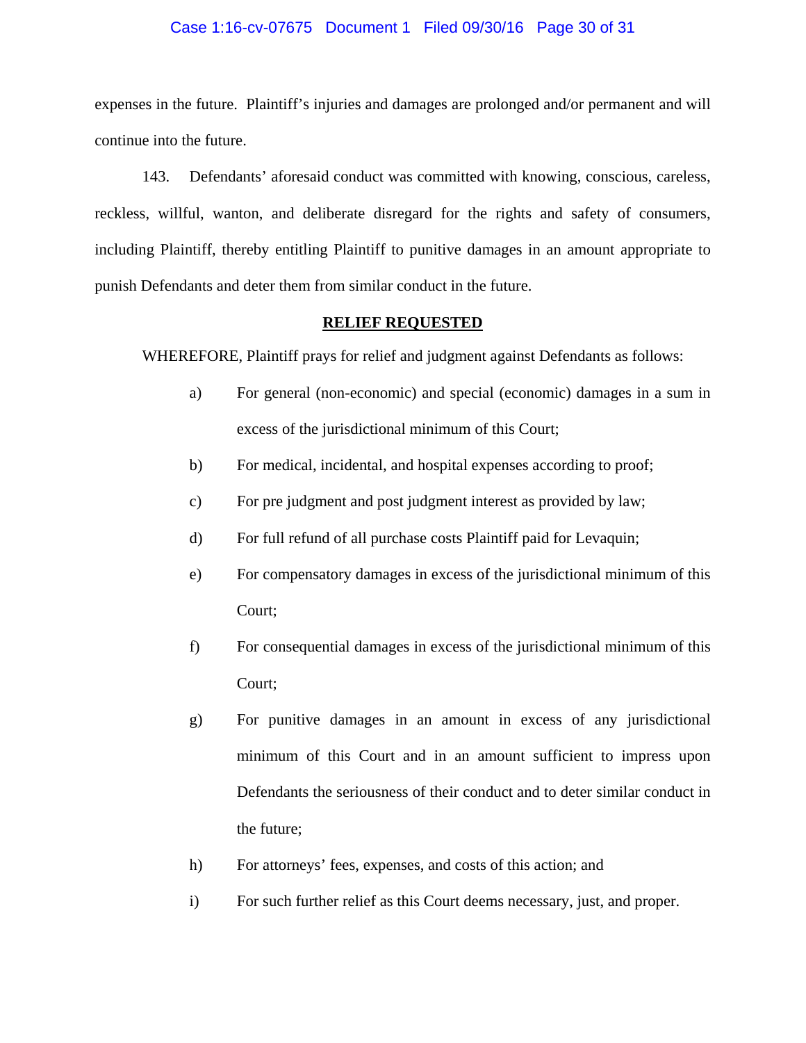expenses in the future. Plaintiff's injuries and damages are prolonged and/or permanent and will continue into the future.

143. Defendants' aforesaid conduct was committed with knowing, conscious, careless, reckless, willful, wanton, and deliberate disregard for the rights and safety of consumers, including Plaintiff, thereby entitling Plaintiff to punitive damages in an amount appropriate to punish Defendants and deter them from similar conduct in the future.

## **RELIEF REQUESTED**

WHEREFORE, Plaintiff prays for relief and judgment against Defendants as follows:

a) For general (non-economic) and special (economic) damages in a sum in excess of the jurisdictional minimum of this Court;

b) For medical, incidental, and hospital expenses according to proof;

c) For pre judgment and post judgment interest as provided by law;

d) For full refund of all purchase costs Plaintiff paid for Levaquin;

e) For compensatory damages in excess of the jurisdictional minimum of this Court;

f) For consequential damages in excess of the jurisdictional minimum of this Court;

g) For punitive damages in an amount in excess of any jurisdictional minimum of this Court and in an amount sufficient to impress upon Defendants the seriousness of their conduct and to deter similar conduct in the future;

h) For attorneys' fees, expenses, and costs of this action; and

i) For such further relief as this Court deems necessary, just, and proper.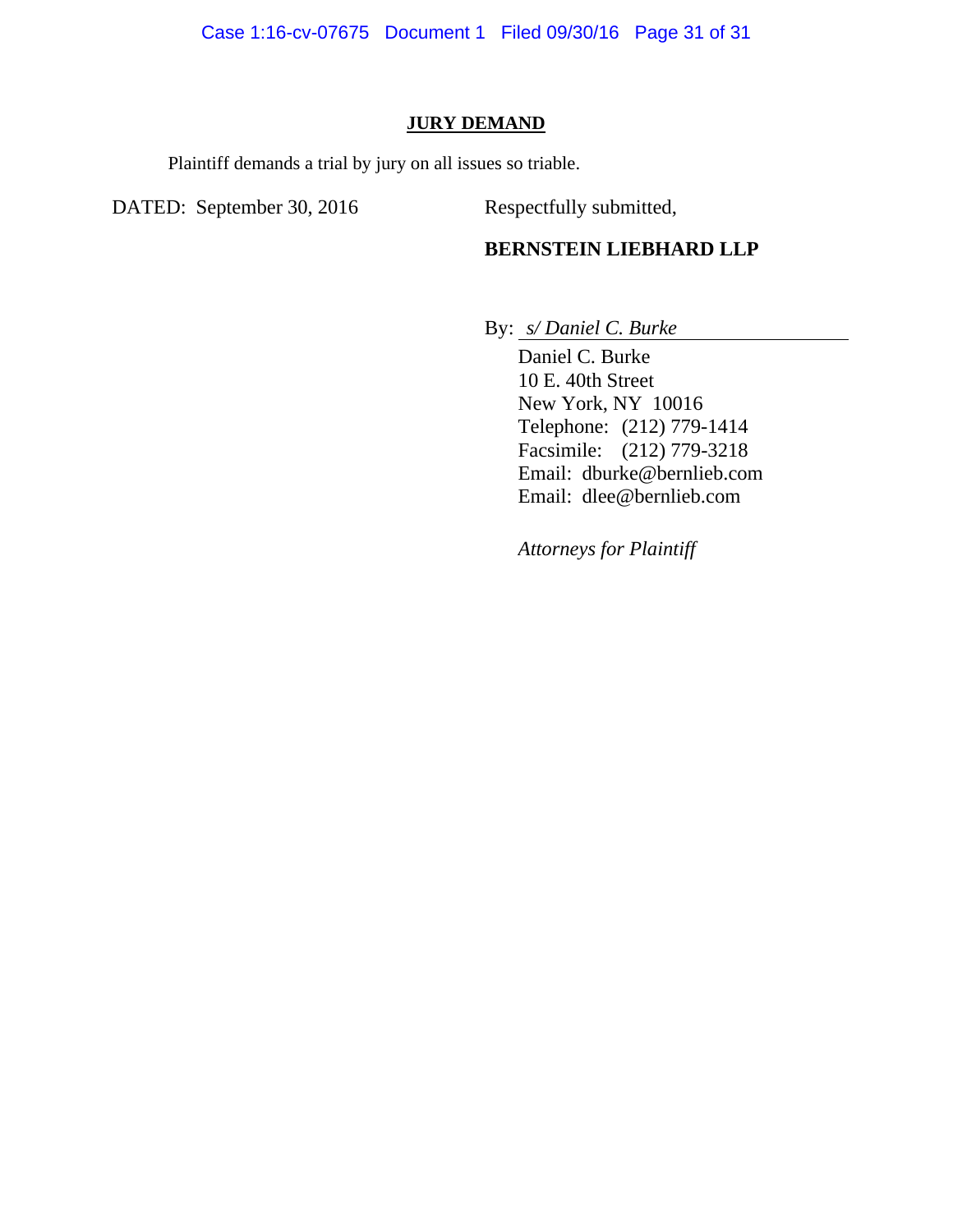**JURY DEMAND**

Plaintiff demands a trial by jury on all issues so triable.

DATED: September 30, 2016

Respectfully submitted,

**BERNSTEIN LIEBHARD LLP**

By: *s/ Daniel C. Burke*

Daniel C. Burke
10 E. 40th Street
New York, NY 10016
Telephone: (212) 779-1414
Facsimile: (212) 779-3218
Email: dburke@bernlieb.com
Email: dlee@bernlieb.com

*Attorneys for Plaintiff*